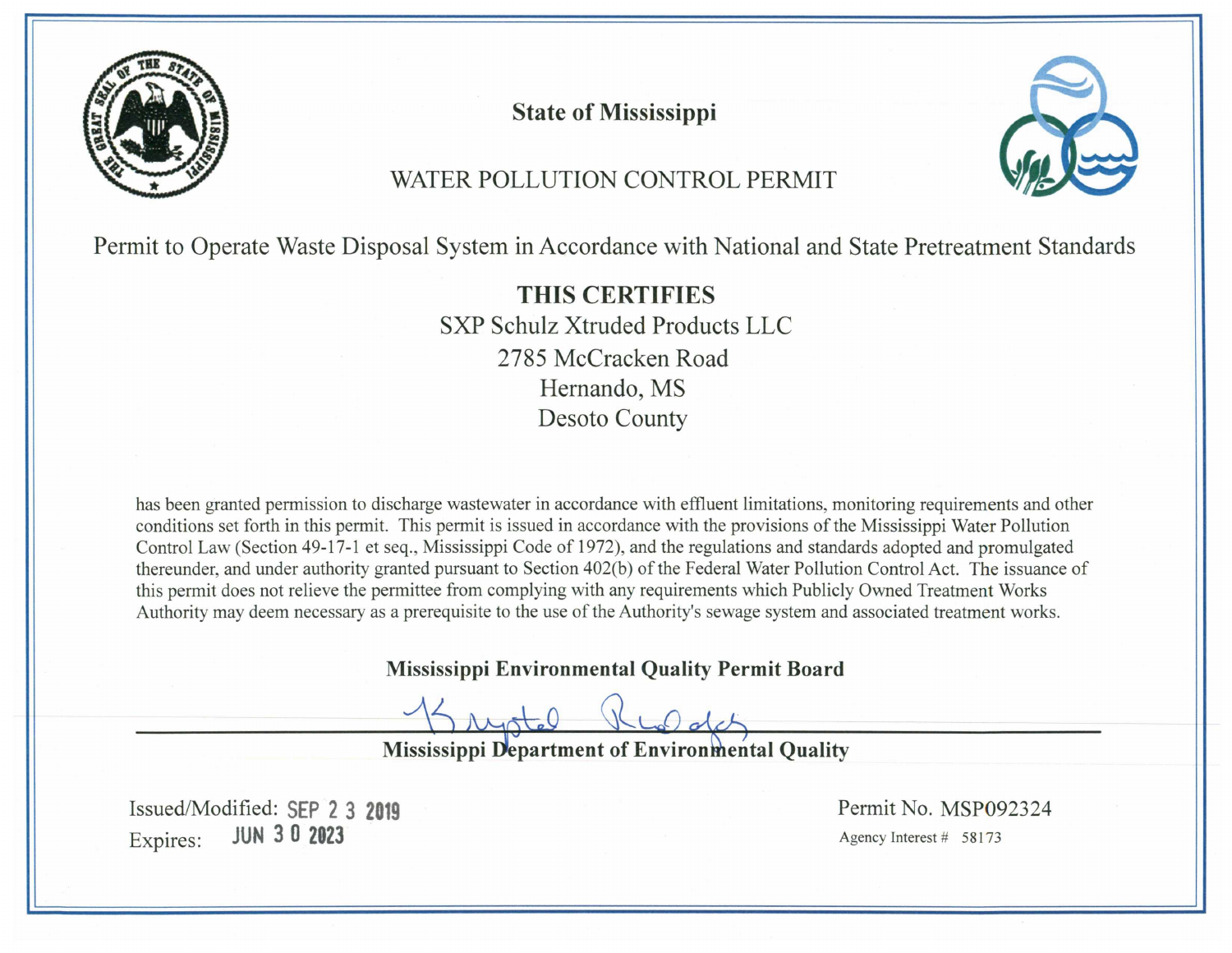# State of Mississippi

## WATER POLLUTION CONTROL PERMIT

### Permit to Operate Waste Disposal System in Accordance with National and State Pretreatment Standards

**THIS CERTIFIES**

SXP Schulz Xtruded Products LLC
2785 McCracken Road
Hernando, MS
Desoto County

has been granted permission to discharge wastewater in accordance with effluent limitations, monitoring requirements and other conditions set forth in this permit. This permit is issued in accordance with the provisions of the Mississippi Water Pollution Control Law (Section 49-17-1 et seq., Mississippi Code of 1972), and the regulations and standards adopted and promulgated thereunder, and under authority granted pursuant to Section 402(b) of the Federal Water Pollution Control Act. The issuance of this permit does not relieve the permittee from complying with any requirements which Publicly Owned Treatment Works Authority may deem necessary as a prerequisite to the use of the Authority's sewage system and associated treatment works.

**Mississippi Environmental Quality Permit Board**

Krystal Rudolph

**Mississippi Department of Environmental Quality**

Issued/Modified: SEP 23 2019
Expires: JUN 30 2023

Permit No. MSP092324
Agency Interest # 58173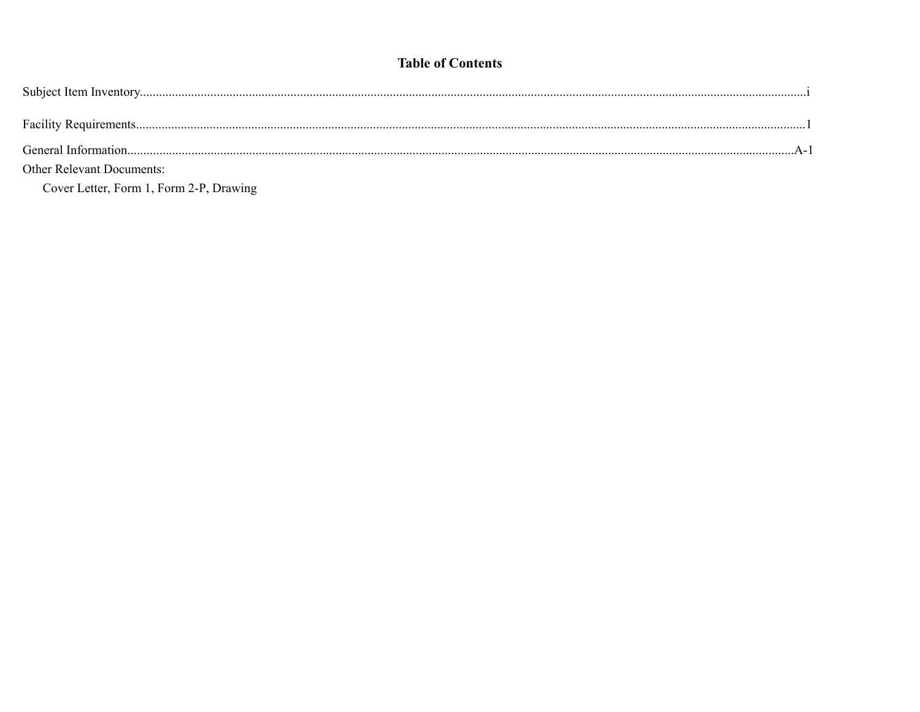# Table of Contents

Subject Item Inventory....................................................................................i

Facility Requirements....................................................................................1

General Information....................................................................................A-1

Other Relevant Documents:

Cover Letter, Form 1, Form 2-P, Drawing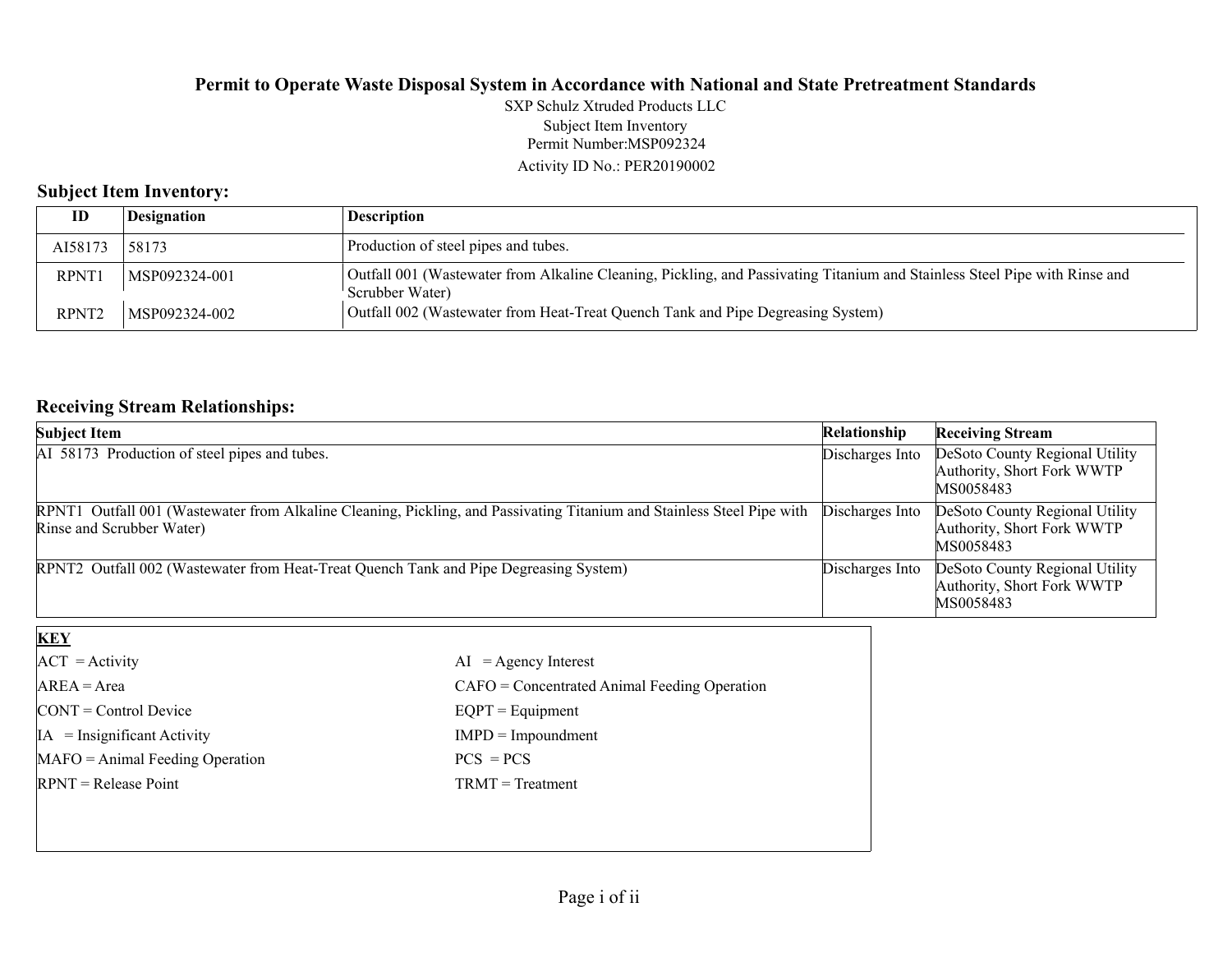# Permit to Operate Waste Disposal System in Accordance with National and State Pretreatment Standards

SXP Schulz Xtruded Products LLC
Subject Item Inventory
Permit Number:MSP092324
Activity ID No.: PER20190002

## Subject Item Inventory:

| ID | Designation | Description |
|---|---|---|
| AI58173 | 58173 | Production of steel pipes and tubes. |
| RPNT1 | MSP092324-001 | Outfall 001 (Wastewater from Alkaline Cleaning, Pickling, and Passivating Titanium and Stainless Steel Pipe with Rinse and Scrubber Water) |
| RPNT2 | MSP092324-002 | Outfall 002 (Wastewater from Heat-Treat Quench Tank and Pipe Degreasing System) |

## Receiving Stream Relationships:

| Subject Item | Relationship | Receiving Stream |
|---|---|---|
| AI 58173 Production of steel pipes and tubes. | Discharges Into | DeSoto County Regional Utility Authority, Short Fork WWTP MS0058483 |
| RPNT1 Outfall 001 (Wastewater from Alkaline Cleaning, Pickling, and Passivating Titanium and Stainless Steel Pipe with Rinse and Scrubber Water) | Discharges Into | DeSoto County Regional Utility Authority, Short Fork WWTP MS0058483 |
| RPNT2 Outfall 002 (Wastewater from Heat-Treat Quench Tank and Pipe Degreasing System) | Discharges Into | DeSoto County Regional Utility Authority, Short Fork WWTP MS0058483 |

**KEY**

| | |
|---|---|
| ACT = Activity | AI = Agency Interest |
| AREA = Area | CAFO = Concentrated Animal Feeding Operation |
| CONT = Control Device | EQPT = Equipment |
| IA = Insignificant Activity | IMPD = Impoundment |
| MAFO = Animal Feeding Operation | PCS = PCS |
| RPNT = Release Point | TRMT = Treatment |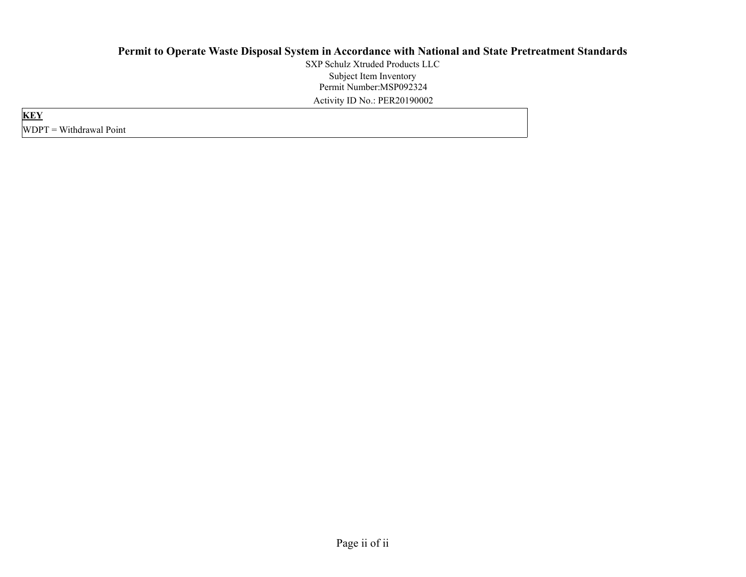# Permit to Operate Waste Disposal System in Accordance with National and State Pretreatment Standards

SXP Schulz Xtruded Products LLC

Subject Item Inventory

Permit Number:MSP092324

Activity ID No.: PER20190002

| **KEY** |
|---|
| WDPT = Withdrawal Point |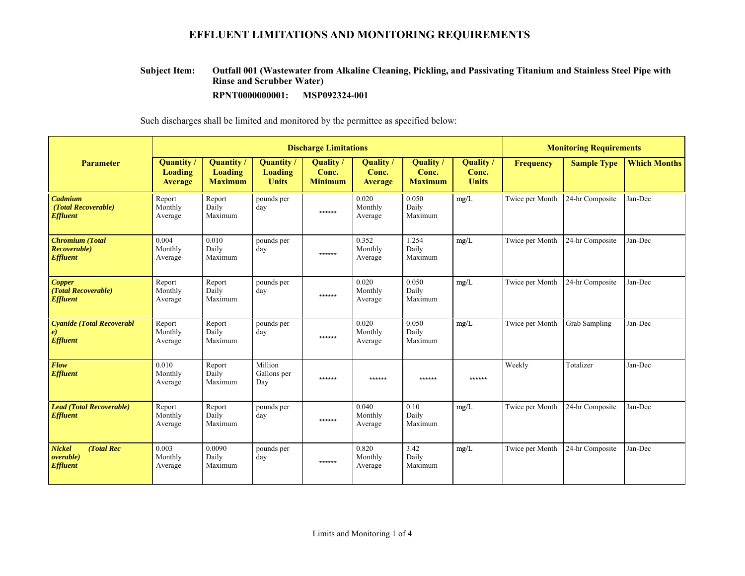# EFFLUENT LIMITATIONS AND MONITORING REQUIREMENTS

**Subject Item:** **Outfall 001 (Wastewater from Alkaline Cleaning, Pickling, and Passivating Titanium and Stainless Steel Pipe with Rinse and Scrubber Water)**

**RPNT0000000001: MSP092324-001**

Such discharges shall be limited and monitored by the permittee as specified below:

| Parameter | Discharge Limitations | | | | | | | Monitoring Requirements | | |
|---|---|---|---|---|---|---|---|---|---|---|
| | Quantity / Loading Average | Quantity / Loading Maximum | Quantity / Loading Units | Quality / Conc. Minimum | Quality / Conc. Average | Quality / Conc. Maximum | Quality / Conc. Units | Frequency | Sample Type | Which Months |
| ***Cadmium (Total Recoverable) Effluent*** | Report Monthly Average | Report Daily Maximum | pounds per day | ****** | 0.020 Monthly Average | 0.050 Daily Maximum | mg/L | Twice per Month | 24-hr Composite | Jan-Dec |
| ***Chromium (Total Recoverable) Effluent*** | 0.004 Monthly Average | 0.010 Daily Maximum | pounds per day | ****** | 0.352 Monthly Average | 1.254 Daily Maximum | mg/L | Twice per Month | 24-hr Composite | Jan-Dec |
| ***Copper (Total Recoverable) Effluent*** | Report Monthly Average | Report Daily Maximum | pounds per day | ****** | 0.020 Monthly Average | 0.050 Daily Maximum | mg/L | Twice per Month | 24-hr Composite | Jan-Dec |
| ***Cyanide (Total Recoverable) Effluent*** | Report Monthly Average | Report Daily Maximum | pounds per day | ****** | 0.020 Monthly Average | 0.050 Daily Maximum | mg/L | Twice per Month | Grab Sampling | Jan-Dec |
| ***Flow Effluent*** | 0.010 Monthly Average | Report Daily Maximum | Million Gallons per Day | ****** | ****** | ****** | ****** | Weekly | Totalizer | Jan-Dec |
| ***Lead (Total Recoverable) Effluent*** | Report Monthly Average | Report Daily Maximum | pounds per day | ****** | 0.040 Monthly Average | 0.10 Daily Maximum | mg/L | Twice per Month | 24-hr Composite | Jan-Dec |
| ***Nickel (Total Recoverable) Effluent*** | 0.003 Monthly Average | 0.0090 Daily Maximum | pounds per day | ****** | 0.820 Monthly Average | 3.42 Daily Maximum | mg/L | Twice per Month | 24-hr Composite | Jan-Dec |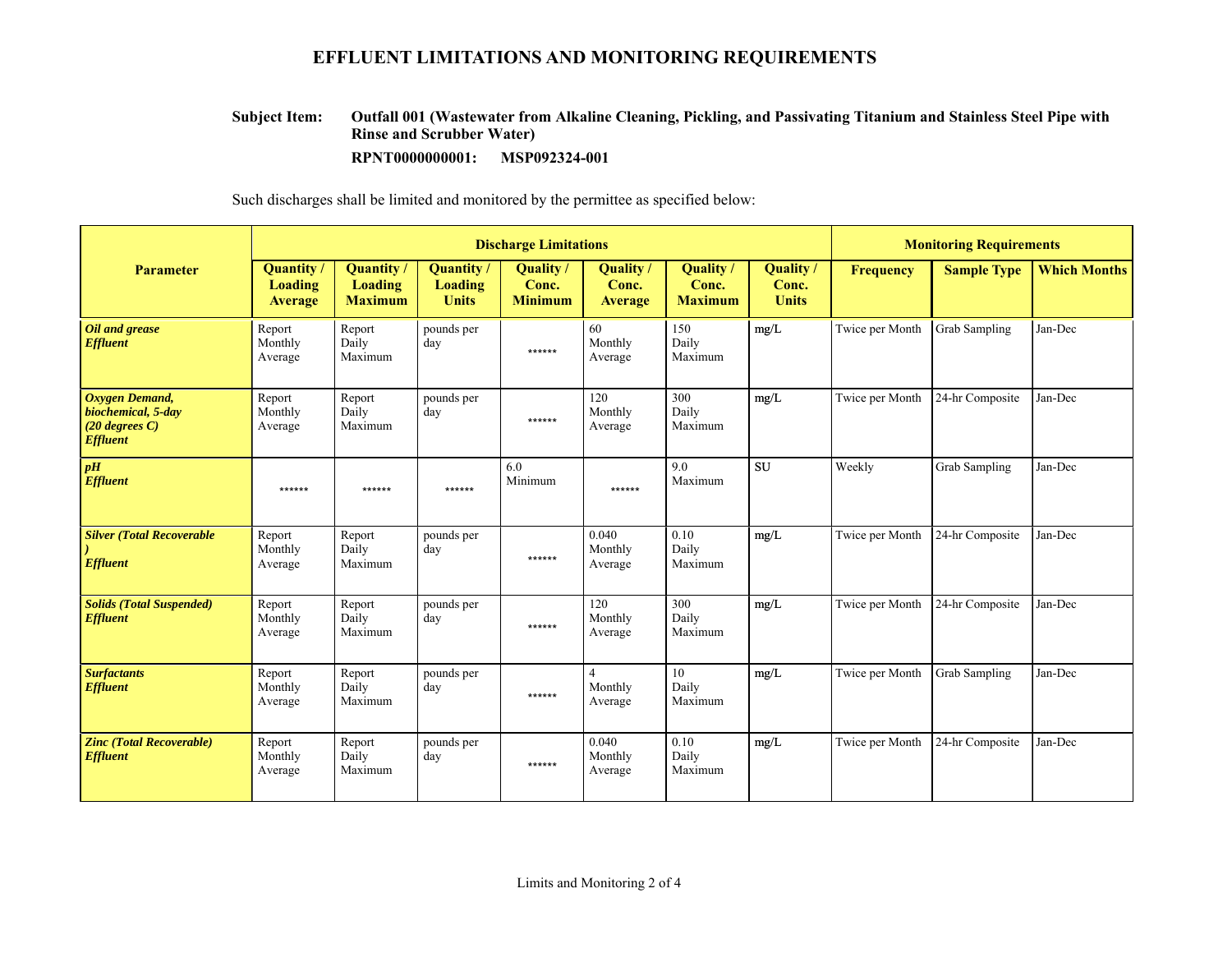# EFFLUENT LIMITATIONS AND MONITORING REQUIREMENTS

**Subject Item:** **Outfall 001 (Wastewater from Alkaline Cleaning, Pickling, and Passivating Titanium and Stainless Steel Pipe with Rinse and Scrubber Water)**

**RPNT0000000001: MSP092324-001**

Such discharges shall be limited and monitored by the permittee as specified below:

| Parameter | Discharge Limitations | | | | | | | Monitoring Requirements | | |
|---|---|---|---|---|---|---|---|---|---|---|
| | **Quantity / Loading Average** | **Quantity / Loading Maximum** | **Quantity / Loading Units** | **Quality / Conc. Minimum** | **Quality / Conc. Average** | **Quality / Conc. Maximum** | **Quality / Conc. Units** | **Frequency** | **Sample Type** | **Which Months** |
| ***Oil and grease Effluent*** | Report Monthly Average | Report Daily Maximum | pounds per day | ****** | 60 Monthly Average | 150 Daily Maximum | mg/L | Twice per Month | Grab Sampling | Jan-Dec |
| ***Oxygen Demand, biochemical, 5-day (20 degrees C) Effluent*** | Report Monthly Average | Report Daily Maximum | pounds per day | ****** | 120 Monthly Average | 300 Daily Maximum | mg/L | Twice per Month | 24-hr Composite | Jan-Dec |
| ***pH Effluent*** | ****** | ****** | ****** | 6.0 Minimum | ****** | 9.0 Maximum | SU | Weekly | Grab Sampling | Jan-Dec |
| ***Silver (Total Recoverable ) Effluent*** | Report Monthly Average | Report Daily Maximum | pounds per day | ****** | 0.040 Monthly Average | 0.10 Daily Maximum | mg/L | Twice per Month | 24-hr Composite | Jan-Dec |
| ***Solids (Total Suspended) Effluent*** | Report Monthly Average | Report Daily Maximum | pounds per day | ****** | 120 Monthly Average | 300 Daily Maximum | mg/L | Twice per Month | 24-hr Composite | Jan-Dec |
| ***Surfactants Effluent*** | Report Monthly Average | Report Daily Maximum | pounds per day | ****** | 4 Monthly Average | 10 Daily Maximum | mg/L | Twice per Month | Grab Sampling | Jan-Dec |
| ***Zinc (Total Recoverable) Effluent*** | Report Monthly Average | Report Daily Maximum | pounds per day | ****** | 0.040 Monthly Average | 0.10 Daily Maximum | mg/L | Twice per Month | 24-hr Composite | Jan-Dec |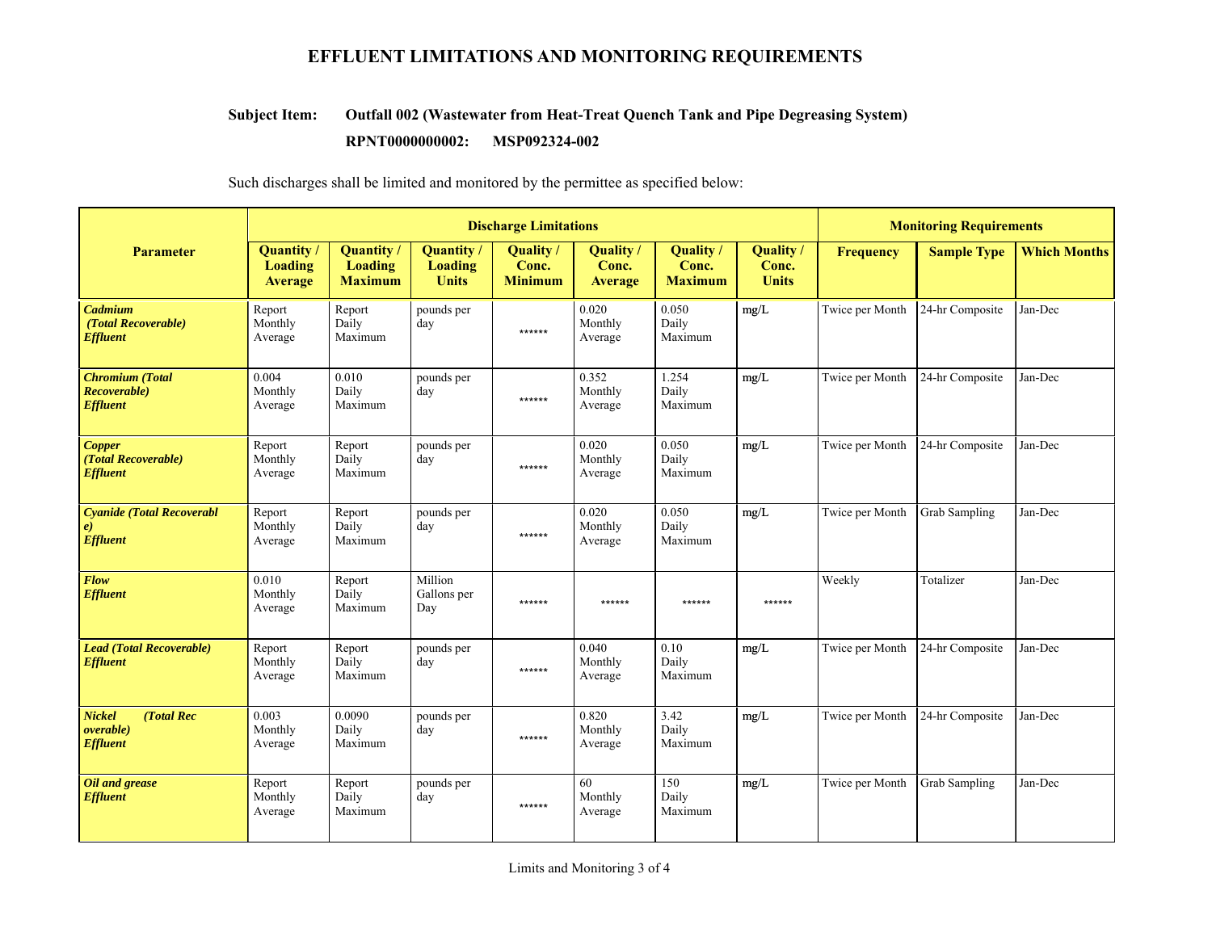# EFFLUENT LIMITATIONS AND MONITORING REQUIREMENTS

**Subject Item:** **Outfall 002 (Wastewater from Heat-Treat Quench Tank and Pipe Degreasing System)**

**RPNT0000000002: MSP092324-002**

Such discharges shall be limited and monitored by the permittee as specified below:

| Parameter | Discharge Limitations | | | | | | | Monitoring Requirements | | |
|---|---|---|---|---|---|---|---|---|---|---|
| | **Quantity / Loading Average** | **Quantity / Loading Maximum** | **Quantity / Loading Units** | **Quality / Conc. Minimum** | **Quality / Conc. Average** | **Quality / Conc. Maximum** | **Quality / Conc. Units** | **Frequency** | **Sample Type** | **Which Months** |
| ***Cadmium (Total Recoverable) Effluent*** | Report Monthly Average | Report Daily Maximum | pounds per day | ****** | 0.020 Monthly Average | 0.050 Daily Maximum | mg/L | Twice per Month | 24-hr Composite | Jan-Dec |
| ***Chromium (Total Recoverable) Effluent*** | 0.004 Monthly Average | 0.010 Daily Maximum | pounds per day | ****** | 0.352 Monthly Average | 1.254 Daily Maximum | mg/L | Twice per Month | 24-hr Composite | Jan-Dec |
| ***Copper (Total Recoverable) Effluent*** | Report Monthly Average | Report Daily Maximum | pounds per day | ****** | 0.020 Monthly Average | 0.050 Daily Maximum | mg/L | Twice per Month | 24-hr Composite | Jan-Dec |
| ***Cyanide (Total Recoverable) Effluent*** | Report Monthly Average | Report Daily Maximum | pounds per day | ****** | 0.020 Monthly Average | 0.050 Daily Maximum | mg/L | Twice per Month | Grab Sampling | Jan-Dec |
| ***Flow Effluent*** | 0.010 Monthly Average | Report Daily Maximum | Million Gallons per Day | ****** | ****** | ****** | ****** | Weekly | Totalizer | Jan-Dec |
| ***Lead (Total Recoverable) Effluent*** | Report Monthly Average | Report Daily Maximum | pounds per day | ****** | 0.040 Monthly Average | 0.10 Daily Maximum | mg/L | Twice per Month | 24-hr Composite | Jan-Dec |
| ***Nickel (Total Recoverable) Effluent*** | 0.003 Monthly Average | 0.0090 Daily Maximum | pounds per day | ****** | 0.820 Monthly Average | 3.42 Daily Maximum | mg/L | Twice per Month | 24-hr Composite | Jan-Dec |
| ***Oil and grease Effluent*** | Report Monthly Average | Report Daily Maximum | pounds per day | ****** | 60 Monthly Average | 150 Daily Maximum | mg/L | Twice per Month | Grab Sampling | Jan-Dec |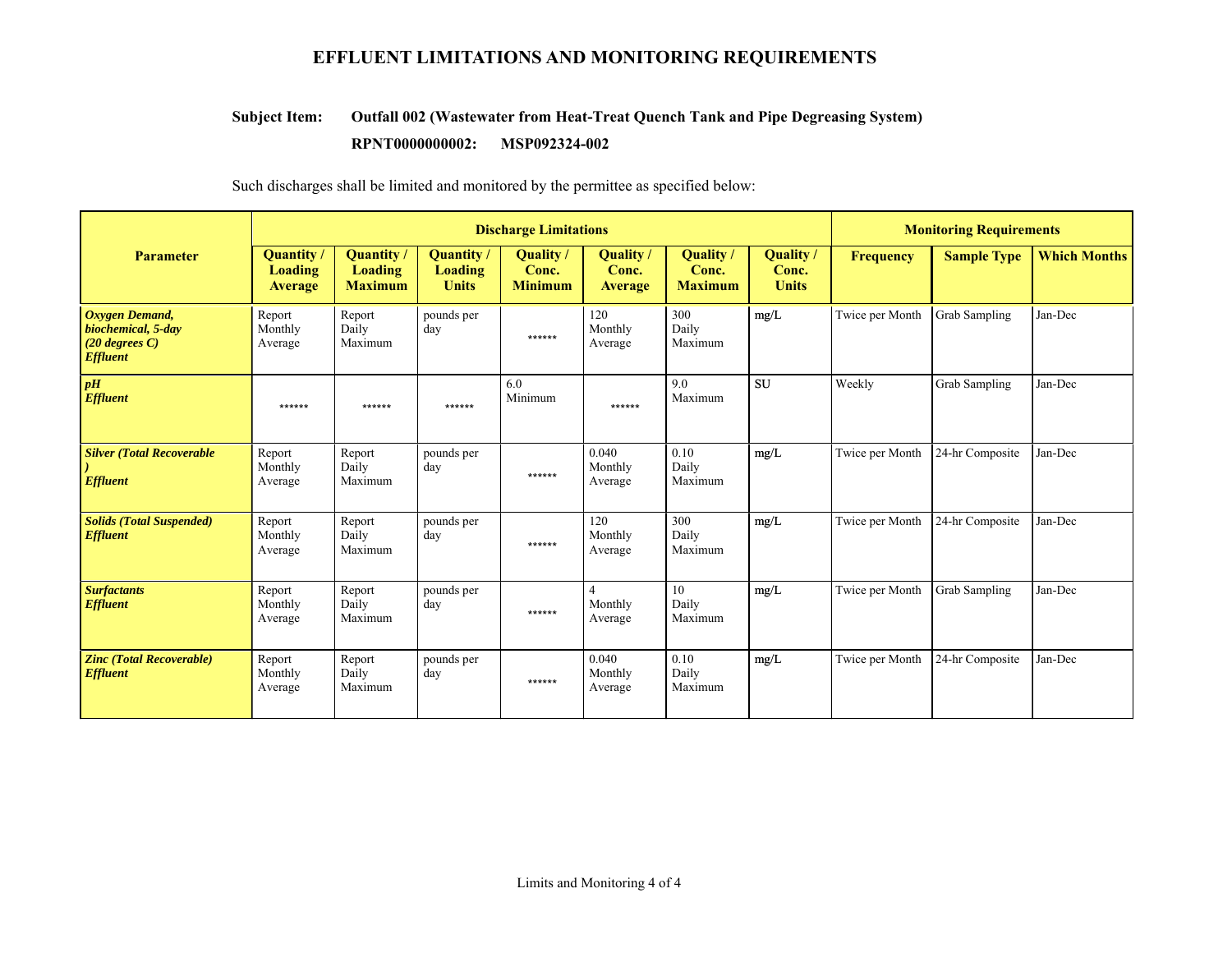# EFFLUENT LIMITATIONS AND MONITORING REQUIREMENTS

**Subject Item: Outfall 002 (Wastewater from Heat-Treat Quench Tank and Pipe Degreasing System)**

**RPNT0000000002: MSP092324-002**

Such discharges shall be limited and monitored by the permittee as specified below:

| Parameter | Discharge Limitations | | | | | | | Monitoring Requirements | | |
|---|---|---|---|---|---|---|---|---|---|---|
| | **Quantity / Loading Average** | **Quantity / Loading Maximum** | **Quantity / Loading Units** | **Quality / Conc. Minimum** | **Quality / Conc. Average** | **Quality / Conc. Maximum** | **Quality / Conc. Units** | **Frequency** | **Sample Type** | **Which Months** |
| ***Oxygen Demand, biochemical, 5-day (20 degrees C) Effluent*** | Report Monthly Average | Report Daily Maximum | pounds per day | ****** | 120 Monthly Average | 300 Daily Maximum | mg/L | Twice per Month | Grab Sampling | Jan-Dec |
| ***pH Effluent*** | ****** | ****** | ****** | 6.0 Minimum | ****** | 9.0 Maximum | SU | Weekly | Grab Sampling | Jan-Dec |
| ***Silver (Total Recoverable ) Effluent*** | Report Monthly Average | Report Daily Maximum | pounds per day | ****** | 0.040 Monthly Average | 0.10 Daily Maximum | mg/L | Twice per Month | 24-hr Composite | Jan-Dec |
| ***Solids (Total Suspended) Effluent*** | Report Monthly Average | Report Daily Maximum | pounds per day | ****** | 120 Monthly Average | 300 Daily Maximum | mg/L | Twice per Month | 24-hr Composite | Jan-Dec |
| ***Surfactants Effluent*** | Report Monthly Average | Report Daily Maximum | pounds per day | ****** | 4 Monthly Average | 10 Daily Maximum | mg/L | Twice per Month | Grab Sampling | Jan-Dec |
| ***Zinc (Total Recoverable) Effluent*** | Report Monthly Average | Report Daily Maximum | pounds per day | ****** | 0.040 Monthly Average | 0.10 Daily Maximum | mg/L | Twice per Month | 24-hr Composite | Jan-Dec |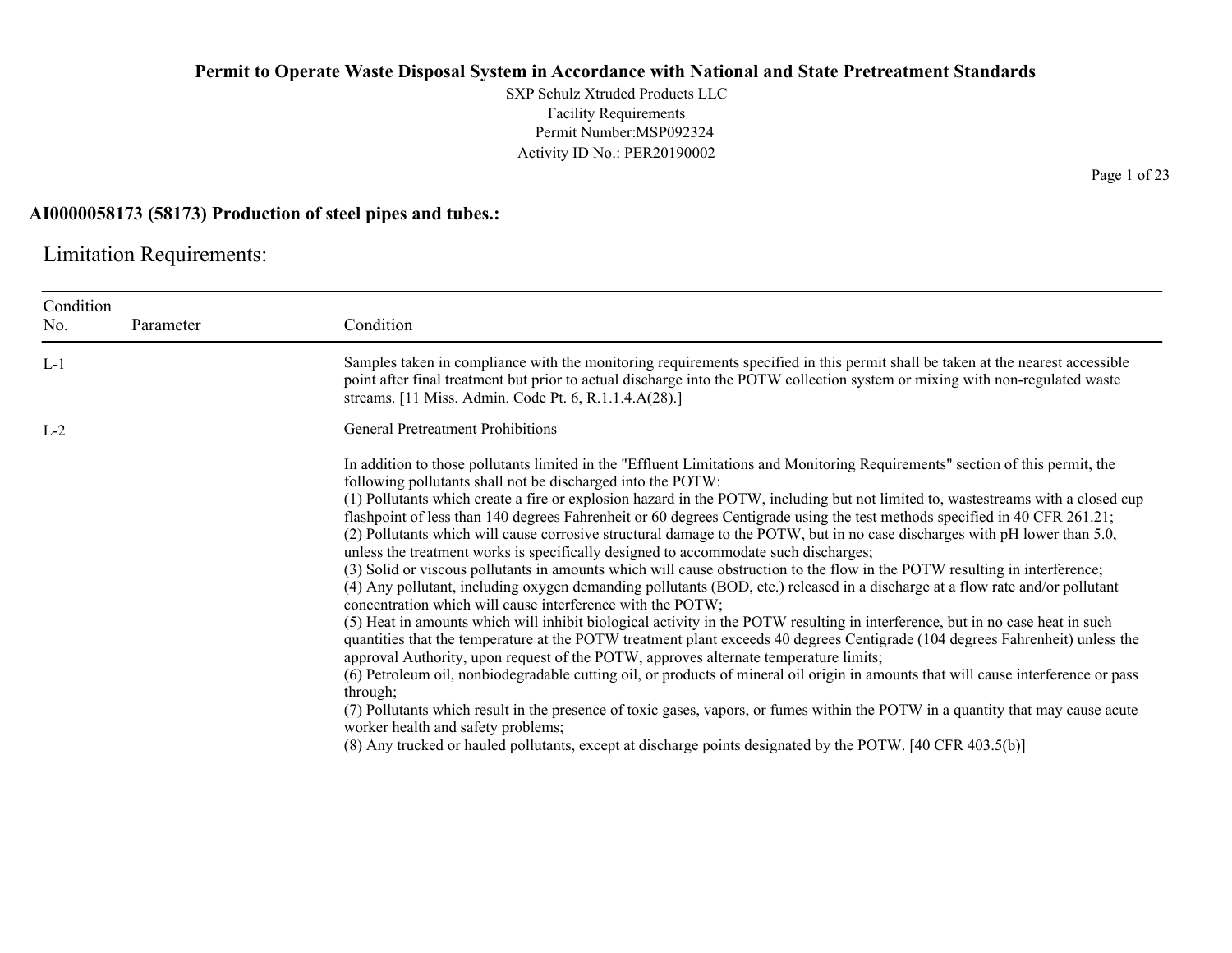# Permit to Operate Waste Disposal System in Accordance with National and State Pretreatment Standards

SXP Schulz Xtruded Products LLC
Facility Requirements
Permit Number:MSP092324
Activity ID No.: PER20190002

## AI0000058173 (58173) Production of steel pipes and tubes.:

### Limitation Requirements:

| Condition No. | Parameter | Condition |
|---|---|---|
| L-1 | | Samples taken in compliance with the monitoring requirements specified in this permit shall be taken at the nearest accessible point after final treatment but prior to actual discharge into the POTW collection system or mixing with non-regulated waste streams. [11 Miss. Admin. Code Pt. 6, R.1.1.4.A(28).] |
| L-2 | | General Pretreatment Prohibitions<br><br>In addition to those pollutants limited in the "Effluent Limitations and Monitoring Requirements" section of this permit, the following pollutants shall not be discharged into the POTW:<br>(1) Pollutants which create a fire or explosion hazard in the POTW, including but not limited to, wastestreams with a closed cup flashpoint of less than 140 degrees Fahrenheit or 60 degrees Centigrade using the test methods specified in 40 CFR 261.21;<br>(2) Pollutants which will cause corrosive structural damage to the POTW, but in no case discharges with pH lower than 5.0, unless the treatment works is specifically designed to accommodate such discharges;<br>(3) Solid or viscous pollutants in amounts which will cause obstruction to the flow in the POTW resulting in interference;<br>(4) Any pollutant, including oxygen demanding pollutants (BOD, etc.) released in a discharge at a flow rate and/or pollutant concentration which will cause interference with the POTW;<br>(5) Heat in amounts which will inhibit biological activity in the POTW resulting in interference, but in no case heat in such quantities that the temperature at the POTW treatment plant exceeds 40 degrees Centigrade (104 degrees Fahrenheit) unless the approval Authority, upon request of the POTW, approves alternate temperature limits;<br>(6) Petroleum oil, nonbiodegradable cutting oil, or products of mineral oil origin in amounts that will cause interference or pass through;<br>(7) Pollutants which result in the presence of toxic gases, vapors, or fumes within the POTW in a quantity that may cause acute worker health and safety problems;<br>(8) Any trucked or hauled pollutants, except at discharge points designated by the POTW. [40 CFR 403.5(b)] |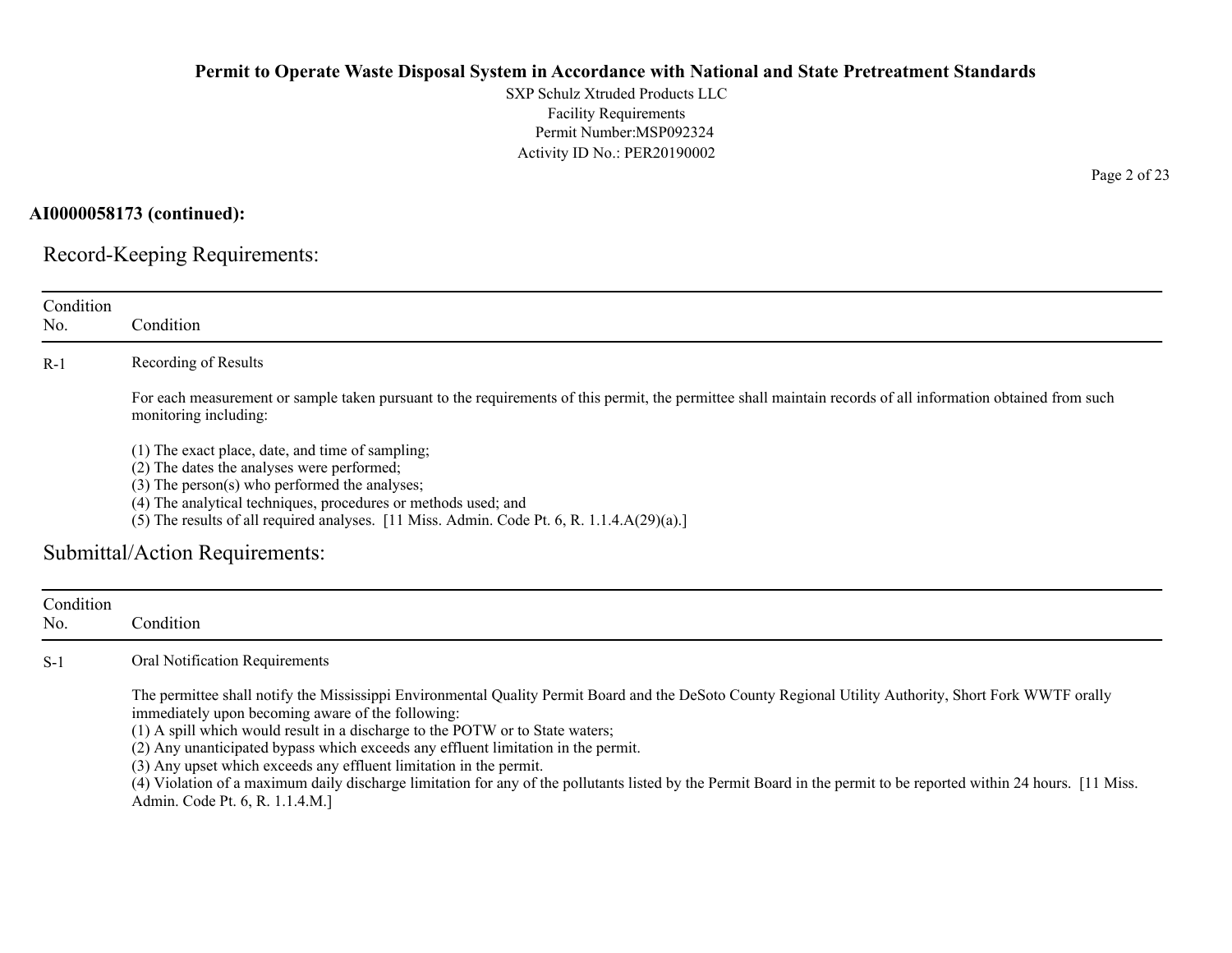**AI0000058173 (continued):**

## Record-Keeping Requirements:

| Condition No. | Condition |
| --- | --- |
| R-1 | Recording of Results<br><br>For each measurement or sample taken pursuant to the requirements of this permit, the permittee shall maintain records of all information obtained from such monitoring including:<br><br>(1) The exact place, date, and time of sampling;<br>(2) The dates the analyses were performed;<br>(3) The person(s) who performed the analyses;<br>(4) The analytical techniques, procedures or methods used; and<br>(5) The results of all required analyses. [11 Miss. Admin. Code Pt. 6, R. 1.1.4.A(29)(a).] |

## Submittal/Action Requirements:

| Condition No. | Condition |
| --- | --- |
| S-1 | Oral Notification Requirements<br><br>The permittee shall notify the Mississippi Environmental Quality Permit Board and the DeSoto County Regional Utility Authority, Short Fork WWTF orally immediately upon becoming aware of the following:<br>(1) A spill which would result in a discharge to the POTW or to State waters;<br>(2) Any unanticipated bypass which exceeds any effluent limitation in the permit.<br>(3) Any upset which exceeds any effluent limitation in the permit.<br>(4) Violation of a maximum daily discharge limitation for any of the pollutants listed by the Permit Board in the permit to be reported within 24 hours. [11 Miss. Admin. Code Pt. 6, R. 1.1.4.M.] |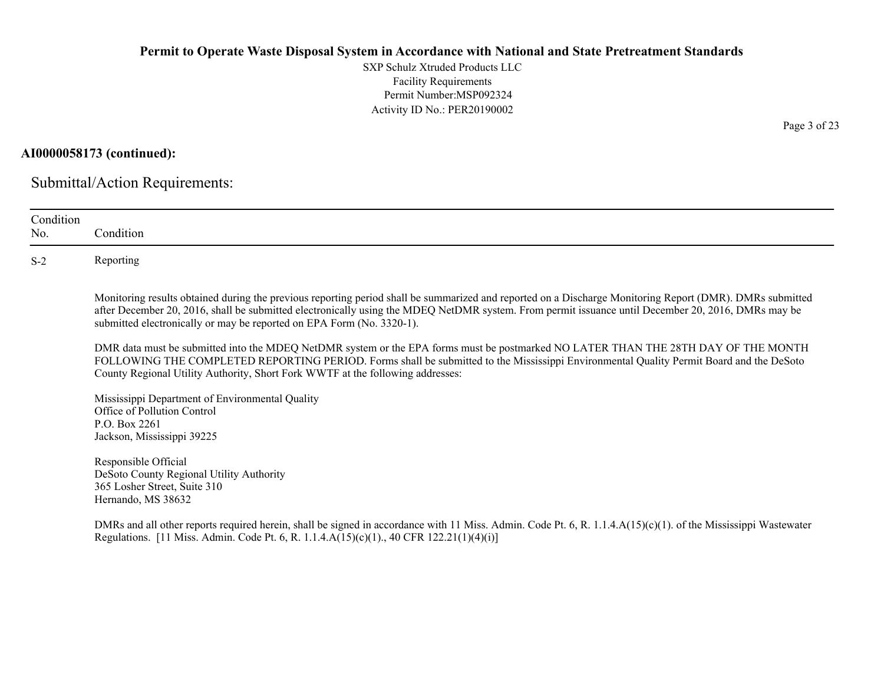**AI0000058173 (continued):**

## Submittal/Action Requirements:

| Condition No. | Condition |
|---|---|
| S-2 | Reporting |

Monitoring results obtained during the previous reporting period shall be summarized and reported on a Discharge Monitoring Report (DMR). DMRs submitted after December 20, 2016, shall be submitted electronically using the MDEQ NetDMR system. From permit issuance until December 20, 2016, DMRs may be submitted electronically or may be reported on EPA Form (No. 3320-1).

DMR data must be submitted into the MDEQ NetDMR system or the EPA forms must be postmarked NO LATER THAN THE 28TH DAY OF THE MONTH FOLLOWING THE COMPLETED REPORTING PERIOD. Forms shall be submitted to the Mississippi Environmental Quality Permit Board and the DeSoto County Regional Utility Authority, Short Fork WWTF at the following addresses:

Mississippi Department of Environmental Quality
Office of Pollution Control
P.O. Box 2261
Jackson, Mississippi 39225

Responsible Official
DeSoto County Regional Utility Authority
365 Losher Street, Suite 310
Hernando, MS 38632

DMRs and all other reports required herein, shall be signed in accordance with 11 Miss. Admin. Code Pt. 6, R. 1.1.4.A(15)(c)(1). of the Mississippi Wastewater Regulations. [11 Miss. Admin. Code Pt. 6, R. 1.1.4.A(15)(c)(1)., 40 CFR 122.21(1)(4)(i)]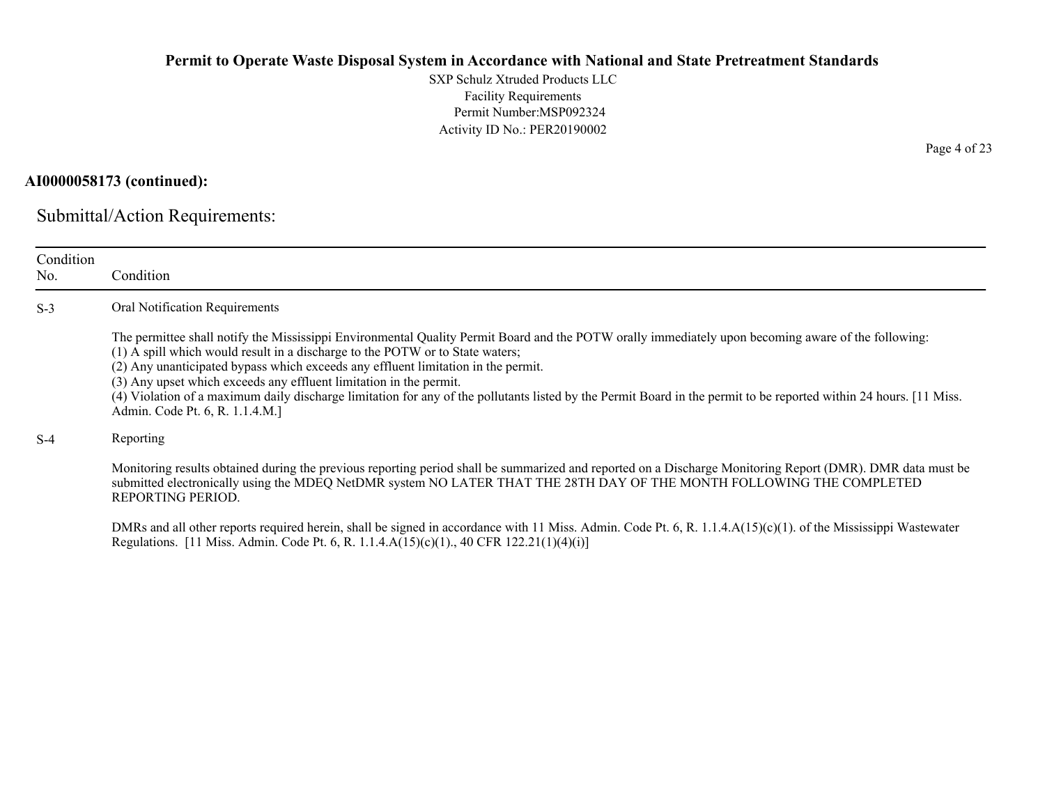**AI0000058173 (continued):**

## Submittal/Action Requirements:

| Condition No. | Condition |
|---|---|
| S-3 | Oral Notification Requirements<br><br>The permittee shall notify the Mississippi Environmental Quality Permit Board and the POTW orally immediately upon becoming aware of the following:<br>(1) A spill which would result in a discharge to the POTW or to State waters;<br>(2) Any unanticipated bypass which exceeds any effluent limitation in the permit.<br>(3) Any upset which exceeds any effluent limitation in the permit.<br>(4) Violation of a maximum daily discharge limitation for any of the pollutants listed by the Permit Board in the permit to be reported within 24 hours. [11 Miss. Admin. Code Pt. 6, R. 1.1.4.M.] |
| S-4 | Reporting<br><br>Monitoring results obtained during the previous reporting period shall be summarized and reported on a Discharge Monitoring Report (DMR). DMR data must be submitted electronically using the MDEQ NetDMR system NO LATER THAT THE 28TH DAY OF THE MONTH FOLLOWING THE COMPLETED REPORTING PERIOD.<br><br>DMRs and all other reports required herein, shall be signed in accordance with 11 Miss. Admin. Code Pt. 6, R. 1.1.4.A(15)(c)(1). of the Mississippi Wastewater Regulations. [11 Miss. Admin. Code Pt. 6, R. 1.1.4.A(15)(c)(1)., 40 CFR 122.21(1)(4)(i)] |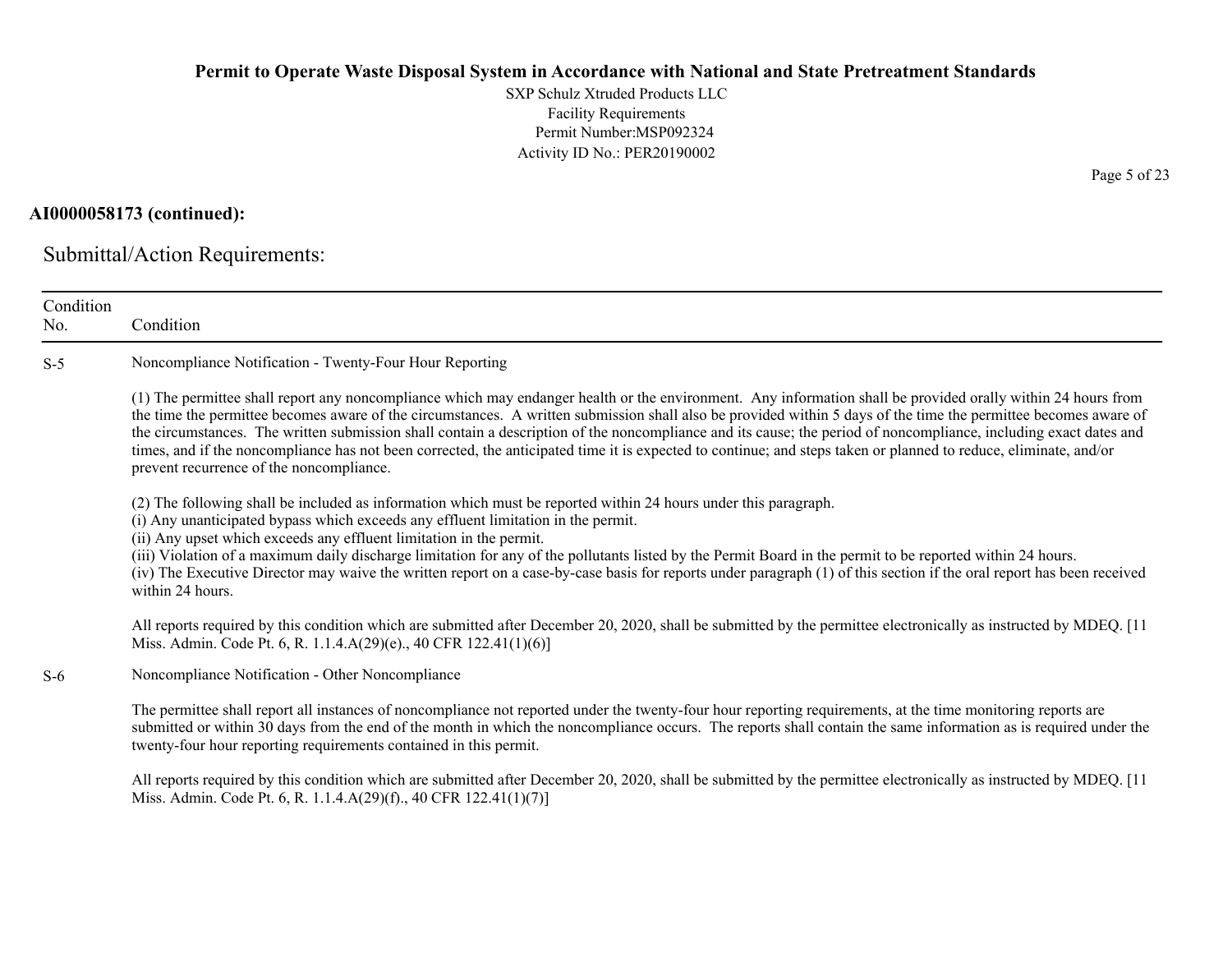**AI0000058173 (continued):**

## Submittal/Action Requirements:

| Condition No. | Condition |
|---|---|
| S-5 | Noncompliance Notification - Twenty-Four Hour Reporting<br><br>(1) The permittee shall report any noncompliance which may endanger health or the environment. Any information shall be provided orally within 24 hours from the time the permittee becomes aware of the circumstances. A written submission shall also be provided within 5 days of the time the permittee becomes aware of the circumstances. The written submission shall contain a description of the noncompliance and its cause; the period of noncompliance, including exact dates and times, and if the noncompliance has not been corrected, the anticipated time it is expected to continue; and steps taken or planned to reduce, eliminate, and/or prevent recurrence of the noncompliance.<br><br>(2) The following shall be included as information which must be reported within 24 hours under this paragraph.<br>(i) Any unanticipated bypass which exceeds any effluent limitation in the permit.<br>(ii) Any upset which exceeds any effluent limitation in the permit.<br>(iii) Violation of a maximum daily discharge limitation for any of the pollutants listed by the Permit Board in the permit to be reported within 24 hours.<br>(iv) The Executive Director may waive the written report on a case-by-case basis for reports under paragraph (1) of this section if the oral report has been received within 24 hours.<br><br>All reports required by this condition which are submitted after December 20, 2020, shall be submitted by the permittee electronically as instructed by MDEQ. [11 Miss. Admin. Code Pt. 6, R. 1.1.4.A(29)(e)., 40 CFR 122.41(1)(6)] |
| S-6 | Noncompliance Notification - Other Noncompliance<br><br>The permittee shall report all instances of noncompliance not reported under the twenty-four hour reporting requirements, at the time monitoring reports are submitted or within 30 days from the end of the month in which the noncompliance occurs. The reports shall contain the same information as is required under the twenty-four hour reporting requirements contained in this permit.<br><br>All reports required by this condition which are submitted after December 20, 2020, shall be submitted by the permittee electronically as instructed by MDEQ. [11 Miss. Admin. Code Pt. 6, R. 1.1.4.A(29)(f)., 40 CFR 122.41(1)(7)] |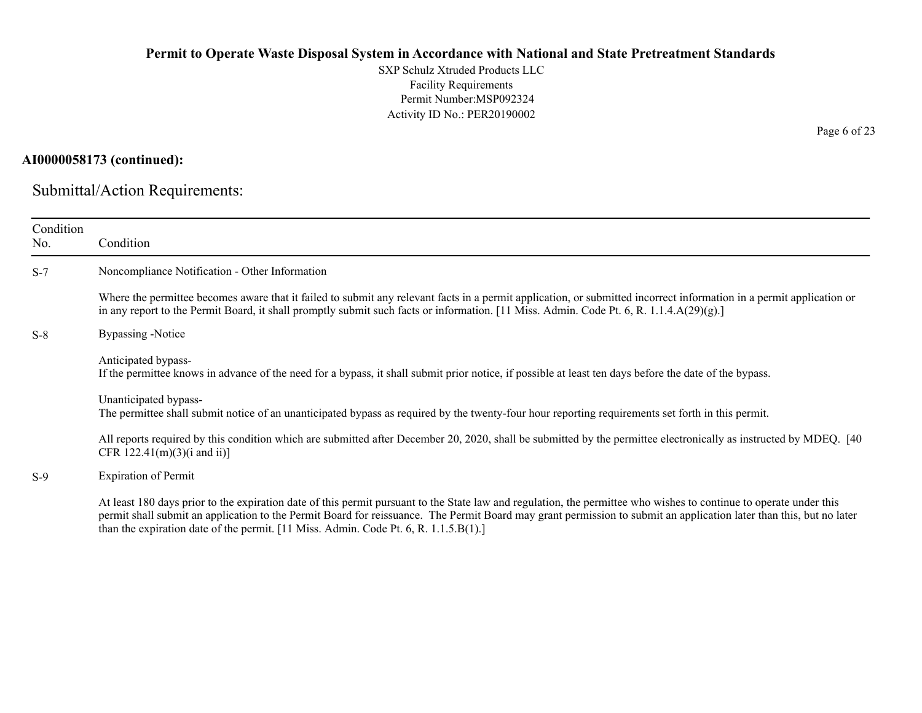**AI0000058173 (continued):**

## Submittal/Action Requirements:

| Condition No. | Condition |
| --- | --- |
| S-7 | Noncompliance Notification - Other Information<br><br>Where the permittee becomes aware that it failed to submit any relevant facts in a permit application, or submitted incorrect information in a permit application or in any report to the Permit Board, it shall promptly submit such facts or information. [11 Miss. Admin. Code Pt. 6, R. 1.1.4.A(29)(g).] |
| S-8 | Bypassing -Notice<br><br>Anticipated bypass-<br>If the permittee knows in advance of the need for a bypass, it shall submit prior notice, if possible at least ten days before the date of the bypass.<br><br>Unanticipated bypass-<br>The permittee shall submit notice of an unanticipated bypass as required by the twenty-four hour reporting requirements set forth in this permit.<br><br>All reports required by this condition which are submitted after December 20, 2020, shall be submitted by the permittee electronically as instructed by MDEQ. [40 CFR 122.41(m)(3)(i and ii)] |
| S-9 | Expiration of Permit<br><br>At least 180 days prior to the expiration date of this permit pursuant to the State law and regulation, the permittee who wishes to continue to operate under this permit shall submit an application to the Permit Board for reissuance. The Permit Board may grant permission to submit an application later than this, but no later than the expiration date of the permit. [11 Miss. Admin. Code Pt. 6, R. 1.1.5.B(1).] |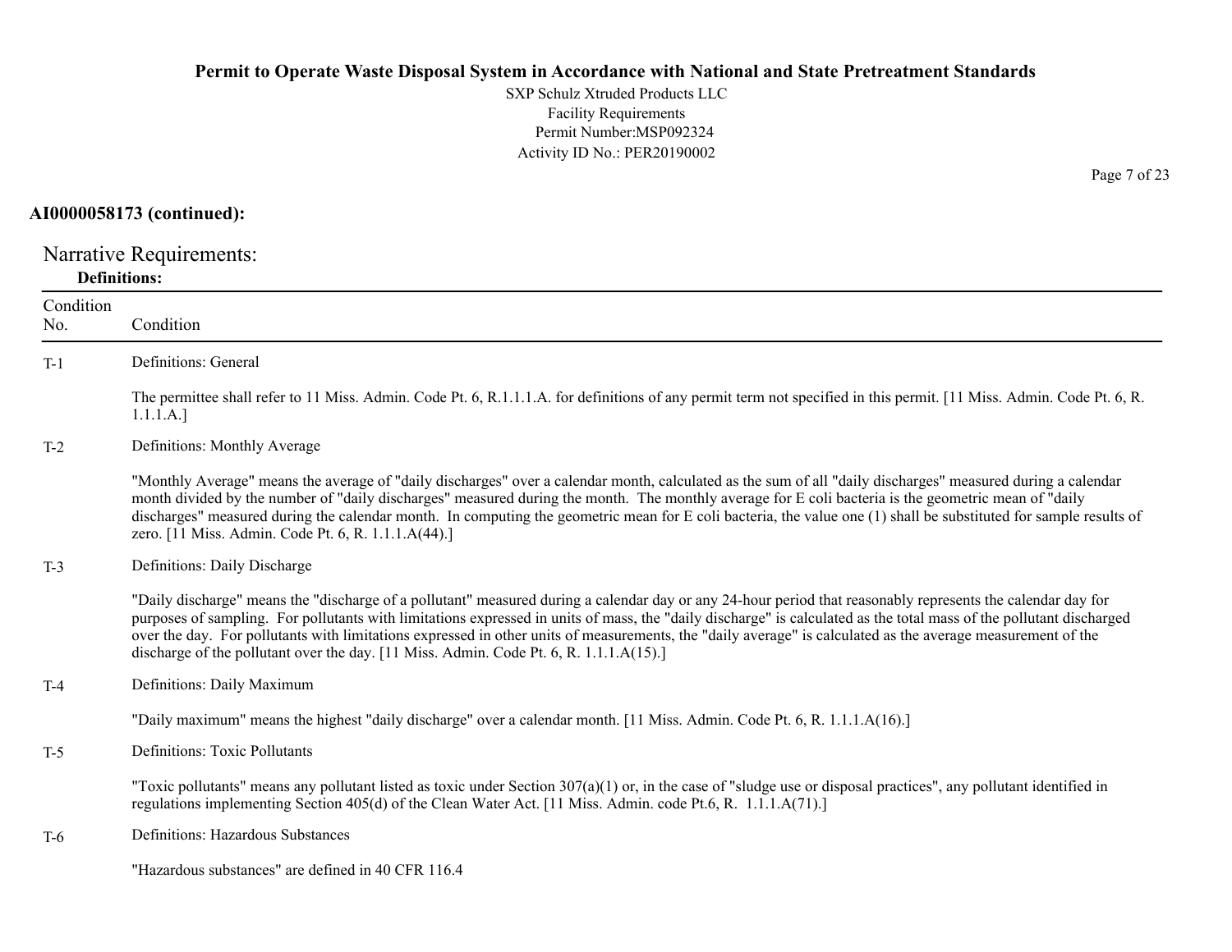**AI0000058173 (continued):**

## Narrative Requirements:

### Definitions:

| Condition No. | Condition |
|---|---|
| T-1 | Definitions: General<br><br>The permittee shall refer to 11 Miss. Admin. Code Pt. 6, R.1.1.1.A. for definitions of any permit term not specified in this permit. [11 Miss. Admin. Code Pt. 6, R. 1.1.1.A.] |
| T-2 | Definitions: Monthly Average<br><br>"Monthly Average" means the average of "daily discharges" over a calendar month, calculated as the sum of all "daily discharges" measured during a calendar month divided by the number of "daily discharges" measured during the month. The monthly average for E coli bacteria is the geometric mean of "daily discharges" measured during the calendar month. In computing the geometric mean for E coli bacteria, the value one (1) shall be substituted for sample results of zero. [11 Miss. Admin. Code Pt. 6, R. 1.1.1.A(44).] |
| T-3 | Definitions: Daily Discharge<br><br>"Daily discharge" means the "discharge of a pollutant" measured during a calendar day or any 24-hour period that reasonably represents the calendar day for purposes of sampling. For pollutants with limitations expressed in units of mass, the "daily discharge" is calculated as the total mass of the pollutant discharged over the day. For pollutants with limitations expressed in other units of measurements, the "daily average" is calculated as the average measurement of the discharge of the pollutant over the day. [11 Miss. Admin. Code Pt. 6, R. 1.1.1.A(15).] |
| T-4 | Definitions: Daily Maximum<br><br>"Daily maximum" means the highest "daily discharge" over a calendar month. [11 Miss. Admin. Code Pt. 6, R. 1.1.1.A(16).] |
| T-5 | Definitions: Toxic Pollutants<br><br>"Toxic pollutants" means any pollutant listed as toxic under Section 307(a)(1) or, in the case of "sludge use or disposal practices", any pollutant identified in regulations implementing Section 405(d) of the Clean Water Act. [11 Miss. Admin. code Pt.6, R. 1.1.1.A(71).] |
| T-6 | Definitions: Hazardous Substances<br><br>"Hazardous substances" are defined in 40 CFR 116.4 |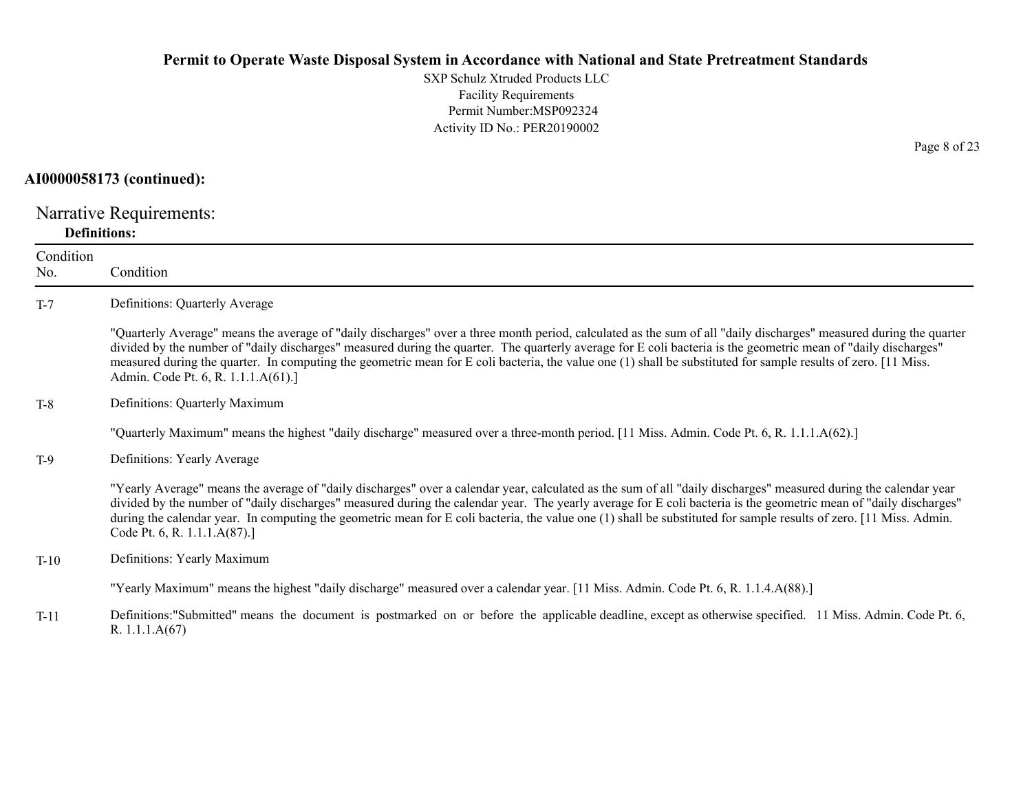**AI0000058173 (continued):**

## Narrative Requirements:

**Definitions:**

| Condition No. | Condition |
|---|---|
| T-7 | Definitions: Quarterly Average<br><br>"Quarterly Average" means the average of "daily discharges" over a three month period, calculated as the sum of all "daily discharges" measured during the quarter divided by the number of "daily discharges" measured during the quarter. The quarterly average for E coli bacteria is the geometric mean of "daily discharges" measured during the quarter. In computing the geometric mean for E coli bacteria, the value one (1) shall be substituted for sample results of zero. [11 Miss. Admin. Code Pt. 6, R. 1.1.1.A(61).] |
| T-8 | Definitions: Quarterly Maximum<br><br>"Quarterly Maximum" means the highest "daily discharge" measured over a three-month period. [11 Miss. Admin. Code Pt. 6, R. 1.1.1.A(62).] |
| T-9 | Definitions: Yearly Average<br><br>"Yearly Average" means the average of "daily discharges" over a calendar year, calculated as the sum of all "daily discharges" measured during the calendar year divided by the number of "daily discharges" measured during the calendar year. The yearly average for E coli bacteria is the geometric mean of "daily discharges" during the calendar year. In computing the geometric mean for E coli bacteria, the value one (1) shall be substituted for sample results of zero. [11 Miss. Admin. Code Pt. 6, R. 1.1.1.A(87).] |
| T-10 | Definitions: Yearly Maximum<br><br>"Yearly Maximum" means the highest "daily discharge" measured over a calendar year. [11 Miss. Admin. Code Pt. 6, R. 1.1.4.A(88).] |
| T-11 | Definitions:"Submitted" means the document is postmarked on or before the applicable deadline, except as otherwise specified. 11 Miss. Admin. Code Pt. 6, R. 1.1.1.A(67) |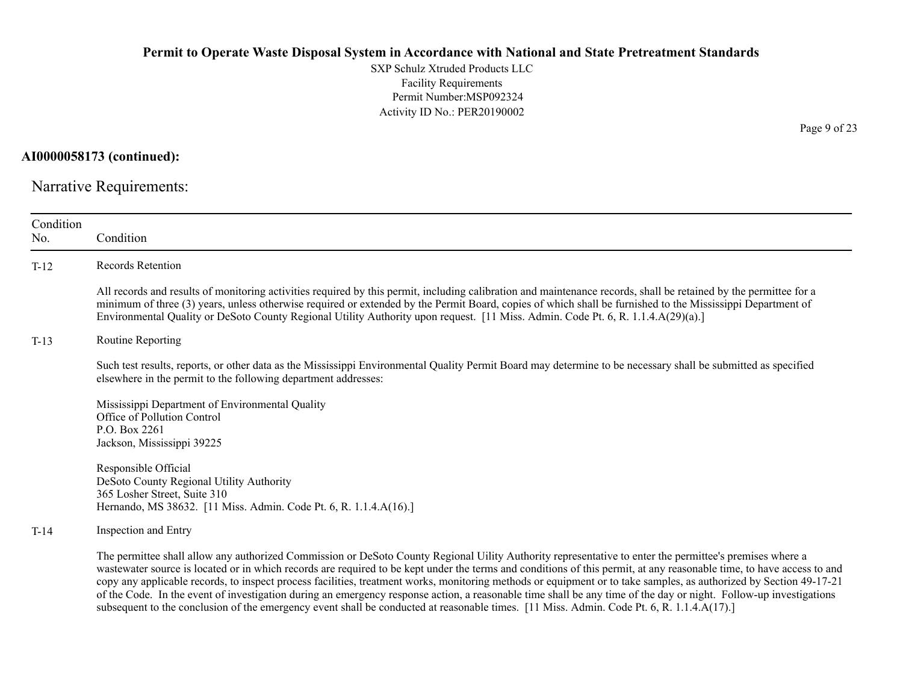**AI0000058173 (continued):**

Narrative Requirements:

| Condition No. | Condition |
|---|---|
| T-12 | Records Retention<br><br>All records and results of monitoring activities required by this permit, including calibration and maintenance records, shall be retained by the permittee for a minimum of three (3) years, unless otherwise required or extended by the Permit Board, copies of which shall be furnished to the Mississippi Department of Environmental Quality or DeSoto County Regional Utility Authority upon request. [11 Miss. Admin. Code Pt. 6, R. 1.1.4.A(29)(a).] |
| T-13 | Routine Reporting<br><br>Such test results, reports, or other data as the Mississippi Environmental Quality Permit Board may determine to be necessary shall be submitted as specified elsewhere in the permit to the following department addresses:<br><br>Mississippi Department of Environmental Quality<br>Office of Pollution Control<br>P.O. Box 2261<br>Jackson, Mississippi 39225<br><br>Responsible Official<br>DeSoto County Regional Utility Authority<br>365 Losher Street, Suite 310<br>Hernando, MS 38632. [11 Miss. Admin. Code Pt. 6, R. 1.1.4.A(16).] |
| T-14 | Inspection and Entry<br><br>The permittee shall allow any authorized Commission or DeSoto County Regional Uility Authority representative to enter the permittee's premises where a wastewater source is located or in which records are required to be kept under the terms and conditions of this permit, at any reasonable time, to have access to and copy any applicable records, to inspect process facilities, treatment works, monitoring methods or equipment or to take samples, as authorized by Section 49-17-21 of the Code. In the event of investigation during an emergency response action, a reasonable time shall be any time of the day or night. Follow-up investigations subsequent to the conclusion of the emergency event shall be conducted at reasonable times. [11 Miss. Admin. Code Pt. 6, R. 1.1.4.A(17).] |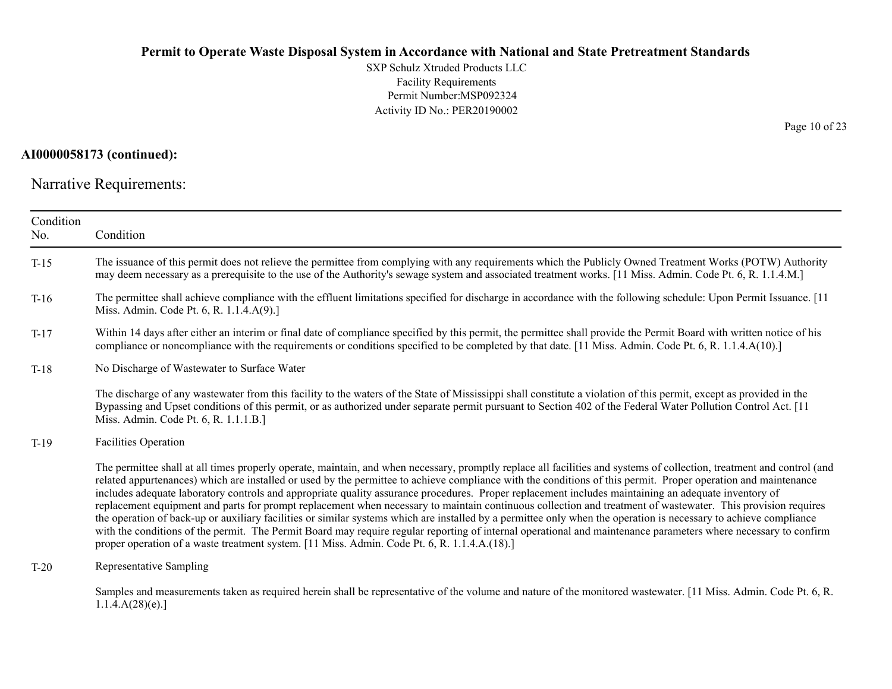**AI0000058173 (continued):**

Narrative Requirements:

| Condition No. | Condition |
|---|---|
| T-15 | The issuance of this permit does not relieve the permittee from complying with any requirements which the Publicly Owned Treatment Works (POTW) Authority may deem necessary as a prerequisite to the use of the Authority's sewage system and associated treatment works. [11 Miss. Admin. Code Pt. 6, R. 1.1.4.M.] |
| T-16 | The permittee shall achieve compliance with the effluent limitations specified for discharge in accordance with the following schedule: Upon Permit Issuance. [11 Miss. Admin. Code Pt. 6, R. 1.1.4.A(9).] |
| T-17 | Within 14 days after either an interim or final date of compliance specified by this permit, the permittee shall provide the Permit Board with written notice of his compliance or noncompliance with the requirements or conditions specified to be completed by that date. [11 Miss. Admin. Code Pt. 6, R. 1.1.4.A(10).] |
| T-18 | No Discharge of Wastewater to Surface Water<br><br>The discharge of any wastewater from this facility to the waters of the State of Mississippi shall constitute a violation of this permit, except as provided in the Bypassing and Upset conditions of this permit, or as authorized under separate permit pursuant to Section 402 of the Federal Water Pollution Control Act. [11 Miss. Admin. Code Pt. 6, R. 1.1.1.B.] |
| T-19 | Facilities Operation<br><br>The permittee shall at all times properly operate, maintain, and when necessary, promptly replace all facilities and systems of collection, treatment and control (and related appurtenances) which are installed or used by the permittee to achieve compliance with the conditions of this permit. Proper operation and maintenance includes adequate laboratory controls and appropriate quality assurance procedures. Proper replacement includes maintaining an adequate inventory of replacement equipment and parts for prompt replacement when necessary to maintain continuous collection and treatment of wastewater. This provision requires the operation of back-up or auxiliary facilities or similar systems which are installed by a permittee only when the operation is necessary to achieve compliance with the conditions of the permit. The Permit Board may require regular reporting of internal operational and maintenance parameters where necessary to confirm proper operation of a waste treatment system. [11 Miss. Admin. Code Pt. 6, R. 1.1.4.A.(18).] |
| T-20 | Representative Sampling<br><br>Samples and measurements taken as required herein shall be representative of the volume and nature of the monitored wastewater. [11 Miss. Admin. Code Pt. 6, R. 1.1.4.A(28)(e).] |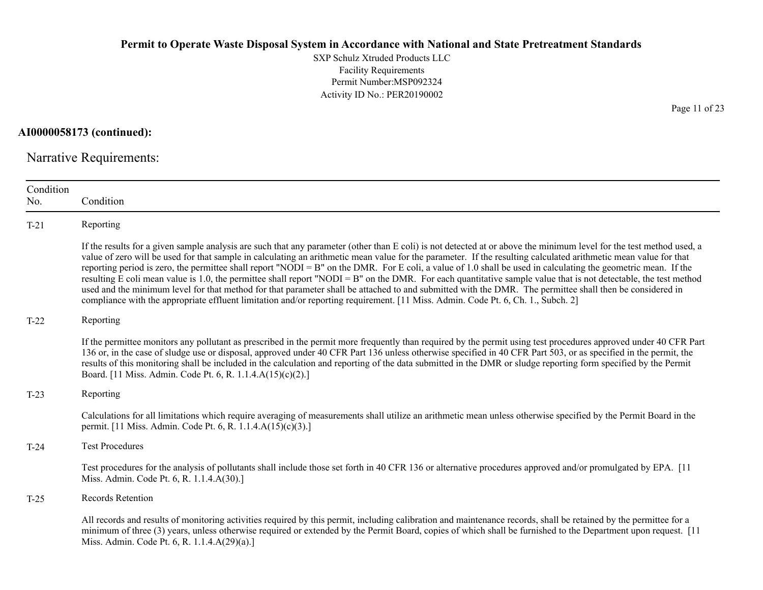**AI0000058173 (continued):**

## Narrative Requirements:

| Condition No. | Condition |
|---|---|
| T-21 | Reporting<br><br>If the results for a given sample analysis are such that any parameter (other than E coli) is not detected at or above the minimum level for the test method used, a value of zero will be used for that sample in calculating an arithmetic mean value for the parameter. If the resulting calculated arithmetic mean value for that reporting period is zero, the permittee shall report "NODI = B" on the DMR. For E coli, a value of 1.0 shall be used in calculating the geometric mean. If the resulting E coli mean value is 1.0, the permittee shall report "NODI = B" on the DMR. For each quantitative sample value that is not detectable, the test method used and the minimum level for that method for that parameter shall be attached to and submitted with the DMR. The permittee shall then be considered in compliance with the appropriate effluent limitation and/or reporting requirement. [11 Miss. Admin. Code Pt. 6, Ch. 1., Subch. 2] |
| T-22 | Reporting<br><br>If the permittee monitors any pollutant as prescribed in the permit more frequently than required by the permit using test procedures approved under 40 CFR Part 136 or, in the case of sludge use or disposal, approved under 40 CFR Part 136 unless otherwise specified in 40 CFR Part 503, or as specified in the permit, the results of this monitoring shall be included in the calculation and reporting of the data submitted in the DMR or sludge reporting form specified by the Permit Board. [11 Miss. Admin. Code Pt. 6, R. 1.1.4.A(15)(c)(2).] |
| T-23 | Reporting<br><br>Calculations for all limitations which require averaging of measurements shall utilize an arithmetic mean unless otherwise specified by the Permit Board in the permit. [11 Miss. Admin. Code Pt. 6, R. 1.1.4.A(15)(c)(3).] |
| T-24 | Test Procedures<br><br>Test procedures for the analysis of pollutants shall include those set forth in 40 CFR 136 or alternative procedures approved and/or promulgated by EPA. [11 Miss. Admin. Code Pt. 6, R. 1.1.4.A(30).] |
| T-25 | Records Retention<br><br>All records and results of monitoring activities required by this permit, including calibration and maintenance records, shall be retained by the permittee for a minimum of three (3) years, unless otherwise required or extended by the Permit Board, copies of which shall be furnished to the Department upon request. [11 Miss. Admin. Code Pt. 6, R. 1.1.4.A(29)(a).] |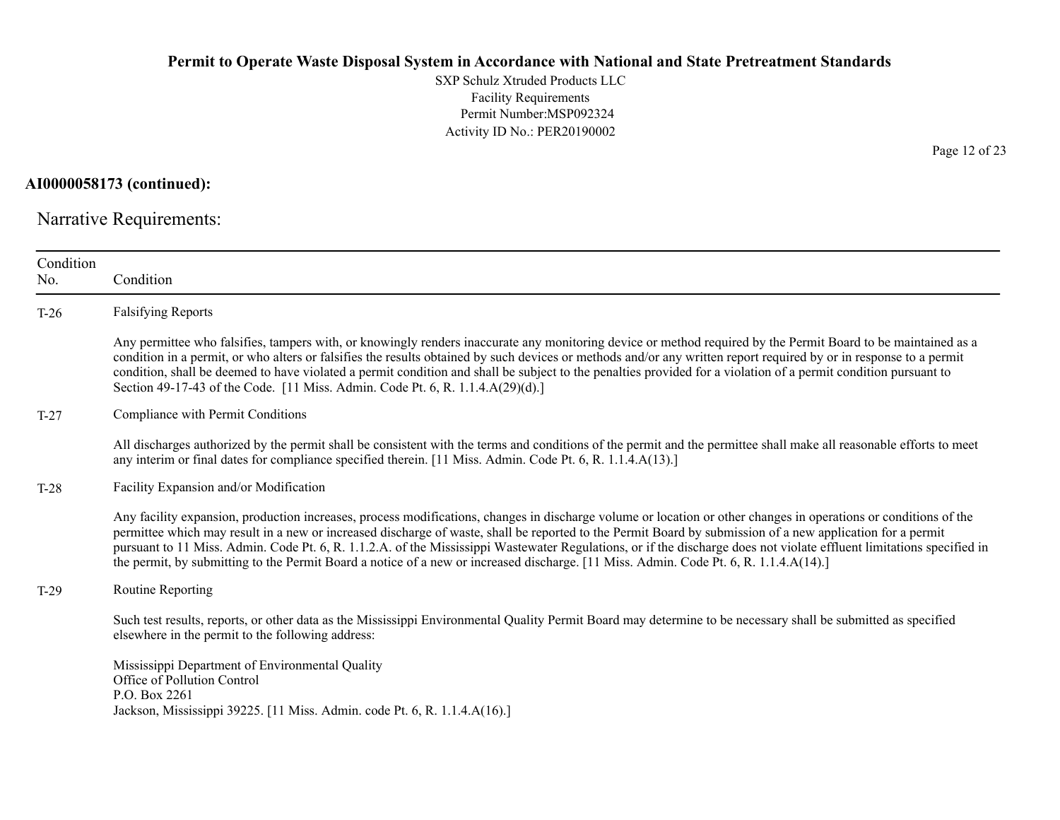**AI0000058173 (continued):**

## Narrative Requirements:

| Condition No. | Condition |
|---|---|
| T-26 | Falsifying Reports<br><br>Any permittee who falsifies, tampers with, or knowingly renders inaccurate any monitoring device or method required by the Permit Board to be maintained as a condition in a permit, or who alters or falsifies the results obtained by such devices or methods and/or any written report required by or in response to a permit condition, shall be deemed to have violated a permit condition and shall be subject to the penalties provided for a violation of a permit condition pursuant to Section 49-17-43 of the Code. [11 Miss. Admin. Code Pt. 6, R. 1.1.4.A(29)(d).] |
| T-27 | Compliance with Permit Conditions<br><br>All discharges authorized by the permit shall be consistent with the terms and conditions of the permit and the permittee shall make all reasonable efforts to meet any interim or final dates for compliance specified therein. [11 Miss. Admin. Code Pt. 6, R. 1.1.4.A(13).] |
| T-28 | Facility Expansion and/or Modification<br><br>Any facility expansion, production increases, process modifications, changes in discharge volume or location or other changes in operations or conditions of the permittee which may result in a new or increased discharge of waste, shall be reported to the Permit Board by submission of a new application for a permit pursuant to 11 Miss. Admin. Code Pt. 6, R. 1.1.2.A. of the Mississippi Wastewater Regulations, or if the discharge does not violate effluent limitations specified in the permit, by submitting to the Permit Board a notice of a new or increased discharge. [11 Miss. Admin. Code Pt. 6, R. 1.1.4.A(14).] |
| T-29 | Routine Reporting<br><br>Such test results, reports, or other data as the Mississippi Environmental Quality Permit Board may determine to be necessary shall be submitted as specified elsewhere in the permit to the following address:<br><br>Mississippi Department of Environmental Quality<br>Office of Pollution Control<br>P.O. Box 2261<br>Jackson, Mississippi 39225. [11 Miss. Admin. code Pt. 6, R. 1.1.4.A(16).] |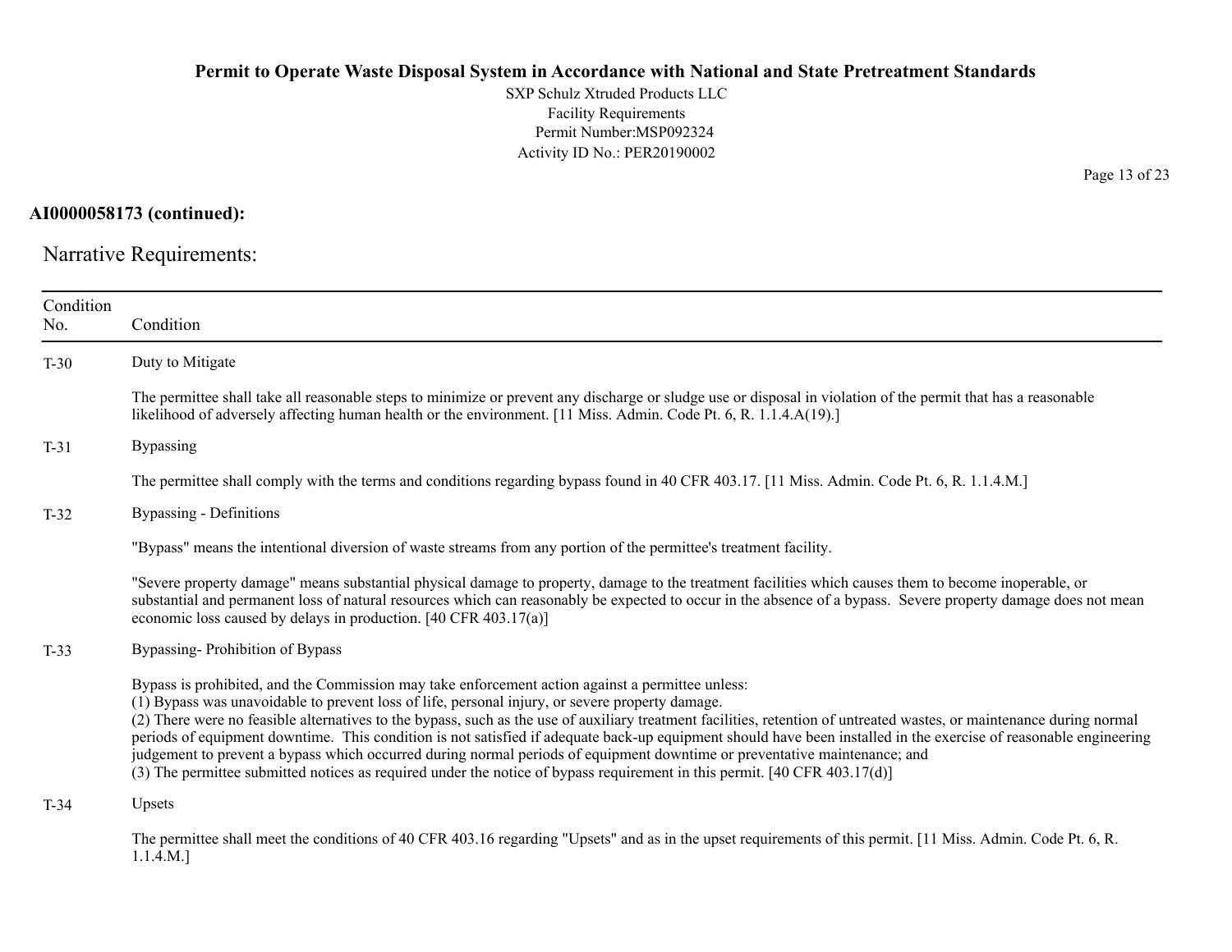**AI0000058173 (continued):**

## Narrative Requirements:

| Condition No. | Condition |
|---|---|
| T-30 | Duty to Mitigate<br><br>The permittee shall take all reasonable steps to minimize or prevent any discharge or sludge use or disposal in violation of the permit that has a reasonable likelihood of adversely affecting human health or the environment. [11 Miss. Admin. Code Pt. 6, R. 1.1.4.A(19).] |
| T-31 | Bypassing<br><br>The permittee shall comply with the terms and conditions regarding bypass found in 40 CFR 403.17. [11 Miss. Admin. Code Pt. 6, R. 1.1.4.M.] |
| T-32 | Bypassing - Definitions<br><br>"Bypass" means the intentional diversion of waste streams from any portion of the permittee's treatment facility.<br><br>"Severe property damage" means substantial physical damage to property, damage to the treatment facilities which causes them to become inoperable, or substantial and permanent loss of natural resources which can reasonably be expected to occur in the absence of a bypass. Severe property damage does not mean economic loss caused by delays in production. [40 CFR 403.17(a)] |
| T-33 | Bypassing- Prohibition of Bypass<br><br>Bypass is prohibited, and the Commission may take enforcement action against a permittee unless:<br>(1) Bypass was unavoidable to prevent loss of life, personal injury, or severe property damage.<br>(2) There were no feasible alternatives to the bypass, such as the use of auxiliary treatment facilities, retention of untreated wastes, or maintenance during normal periods of equipment downtime. This condition is not satisfied if adequate back-up equipment should have been installed in the exercise of reasonable engineering judgement to prevent a bypass which occurred during normal periods of equipment downtime or preventative maintenance; and<br>(3) The permittee submitted notices as required under the notice of bypass requirement in this permit. [40 CFR 403.17(d)] |
| T-34 | Upsets<br><br>The permittee shall meet the conditions of 40 CFR 403.16 regarding "Upsets" and as in the upset requirements of this permit. [11 Miss. Admin. Code Pt. 6, R. 1.1.4.M.] |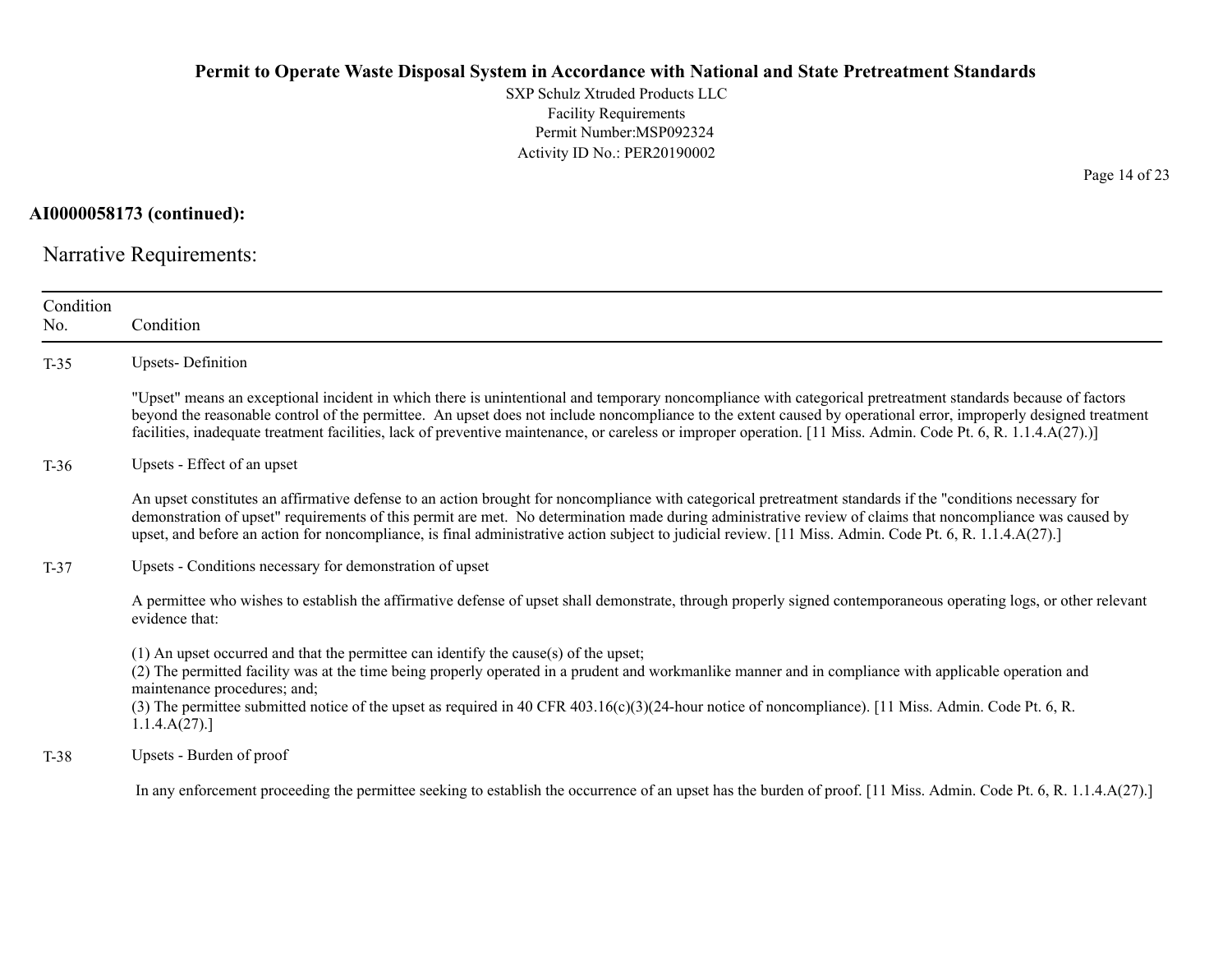**AI0000058173 (continued):**

## Narrative Requirements:

| Condition No. | Condition |
|---|---|
| T-35 | Upsets- Definition<br><br>"Upset" means an exceptional incident in which there is unintentional and temporary noncompliance with categorical pretreatment standards because of factors beyond the reasonable control of the permittee. An upset does not include noncompliance to the extent caused by operational error, improperly designed treatment facilities, inadequate treatment facilities, lack of preventive maintenance, or careless or improper operation. [11 Miss. Admin. Code Pt. 6, R. 1.1.4.A(27).)] |
| T-36 | Upsets - Effect of an upset<br><br>An upset constitutes an affirmative defense to an action brought for noncompliance with categorical pretreatment standards if the "conditions necessary for demonstration of upset" requirements of this permit are met. No determination made during administrative review of claims that noncompliance was caused by upset, and before an action for noncompliance, is final administrative action subject to judicial review. [11 Miss. Admin. Code Pt. 6, R. 1.1.4.A(27).] |
| T-37 | Upsets - Conditions necessary for demonstration of upset<br><br>A permittee who wishes to establish the affirmative defense of upset shall demonstrate, through properly signed contemporaneous operating logs, or other relevant evidence that:<br><br>(1) An upset occurred and that the permittee can identify the cause(s) of the upset;<br>(2) The permitted facility was at the time being properly operated in a prudent and workmanlike manner and in compliance with applicable operation and maintenance procedures; and;<br>(3) The permittee submitted notice of the upset as required in 40 CFR 403.16(c)(3)(24-hour notice of noncompliance). [11 Miss. Admin. Code Pt. 6, R. 1.1.4.A(27).] |
| T-38 | Upsets - Burden of proof<br><br>In any enforcement proceeding the permittee seeking to establish the occurrence of an upset has the burden of proof. [11 Miss. Admin. Code Pt. 6, R. 1.1.4.A(27).] |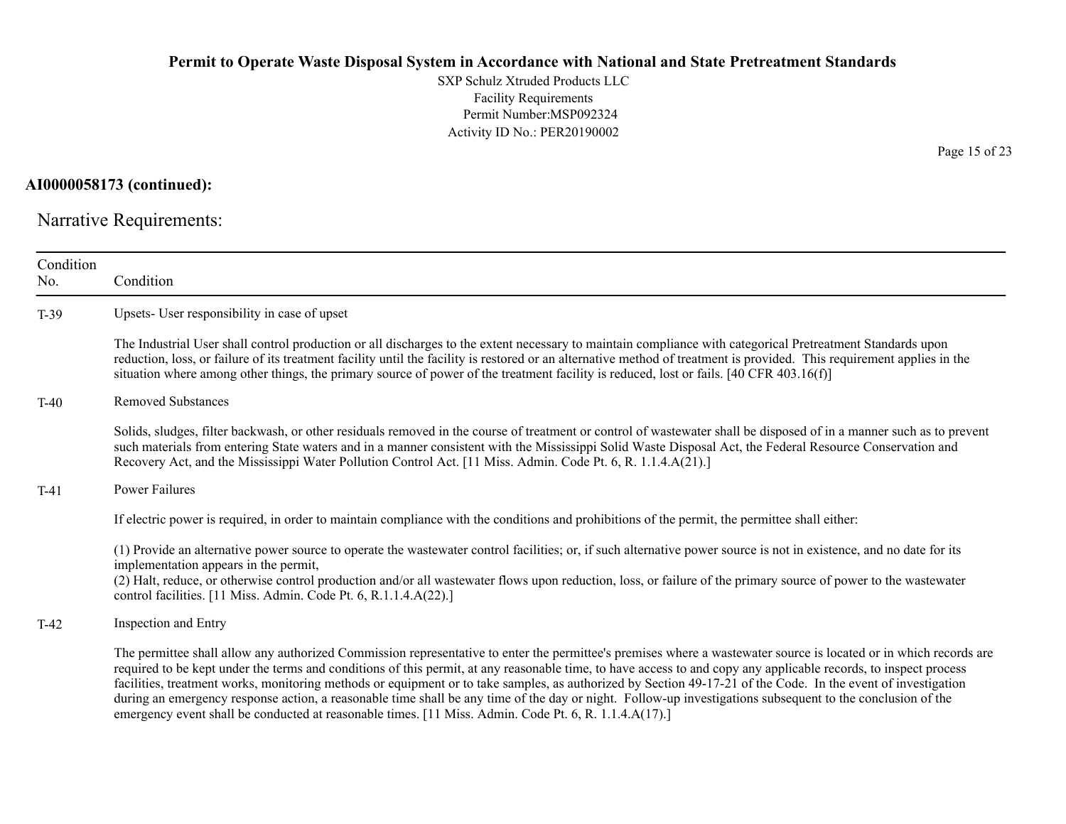**AI0000058173 (continued):**

## Narrative Requirements:

| Condition No. | Condition |
|---|---|
| T-39 | Upsets- User responsibility in case of upset<br><br>The Industrial User shall control production or all discharges to the extent necessary to maintain compliance with categorical Pretreatment Standards upon reduction, loss, or failure of its treatment facility until the facility is restored or an alternative method of treatment is provided. This requirement applies in the situation where among other things, the primary source of power of the treatment facility is reduced, lost or fails. [40 CFR 403.16(f)] |
| T-40 | Removed Substances<br><br>Solids, sludges, filter backwash, or other residuals removed in the course of treatment or control of wastewater shall be disposed of in a manner such as to prevent such materials from entering State waters and in a manner consistent with the Mississippi Solid Waste Disposal Act, the Federal Resource Conservation and Recovery Act, and the Mississippi Water Pollution Control Act. [11 Miss. Admin. Code Pt. 6, R. 1.1.4.A(21).] |
| T-41 | Power Failures<br><br>If electric power is required, in order to maintain compliance with the conditions and prohibitions of the permit, the permittee shall either:<br><br>(1) Provide an alternative power source to operate the wastewater control facilities; or, if such alternative power source is not in existence, and no date for its implementation appears in the permit,<br>(2) Halt, reduce, or otherwise control production and/or all wastewater flows upon reduction, loss, or failure of the primary source of power to the wastewater control facilities. [11 Miss. Admin. Code Pt. 6, R.1.1.4.A(22).] |
| T-42 | Inspection and Entry<br><br>The permittee shall allow any authorized Commission representative to enter the permittee's premises where a wastewater source is located or in which records are required to be kept under the terms and conditions of this permit, at any reasonable time, to have access to and copy any applicable records, to inspect process facilities, treatment works, monitoring methods or equipment or to take samples, as authorized by Section 49-17-21 of the Code. In the event of investigation during an emergency response action, a reasonable time shall be any time of the day or night. Follow-up investigations subsequent to the conclusion of the emergency event shall be conducted at reasonable times. [11 Miss. Admin. Code Pt. 6, R. 1.1.4.A(17).] |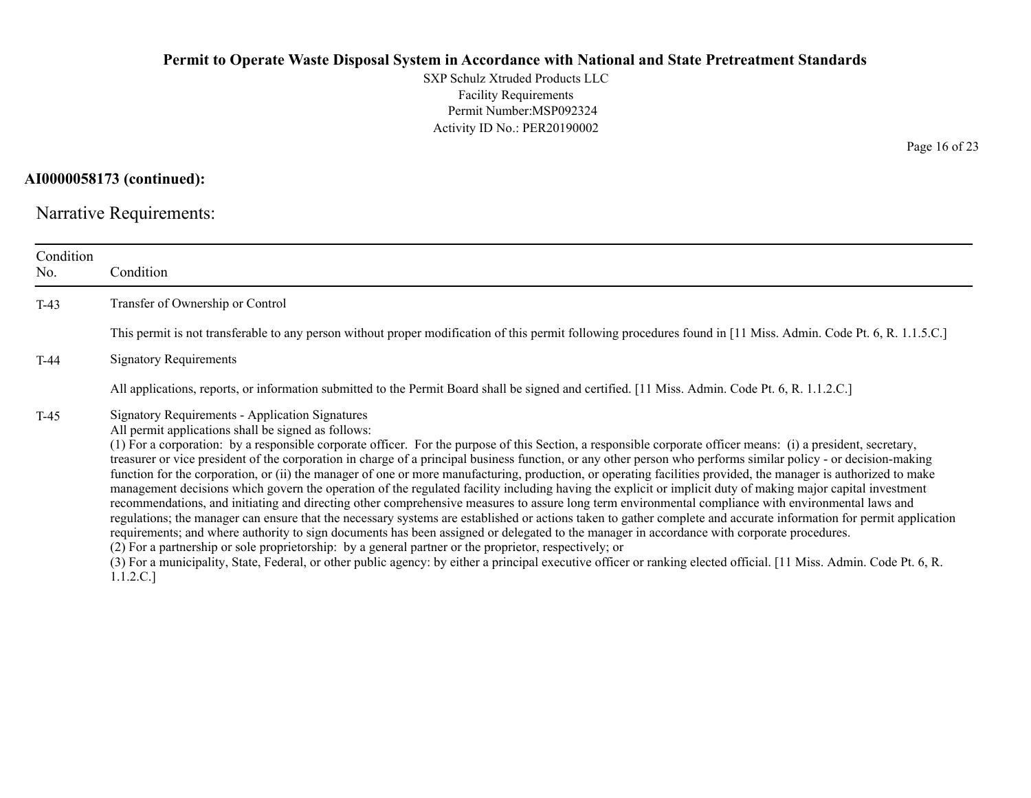**AI0000058173 (continued):**

## Narrative Requirements:

| Condition No. | Condition |
|---|---|
| T-43 | Transfer of Ownership or Control<br><br>This permit is not transferable to any person without proper modification of this permit following procedures found in [11 Miss. Admin. Code Pt. 6, R. 1.1.5.C.] |
| T-44 | Signatory Requirements<br><br>All applications, reports, or information submitted to the Permit Board shall be signed and certified. [11 Miss. Admin. Code Pt. 6, R. 1.1.2.C.] |
| T-45 | Signatory Requirements - Application Signatures<br>All permit applications shall be signed as follows:<br>(1) For a corporation: by a responsible corporate officer. For the purpose of this Section, a responsible corporate officer means: (i) a president, secretary, treasurer or vice president of the corporation in charge of a principal business function, or any other person who performs similar policy - or decision-making function for the corporation, or (ii) the manager of one or more manufacturing, production, or operating facilities provided, the manager is authorized to make management decisions which govern the operation of the regulated facility including having the explicit or implicit duty of making major capital investment recommendations, and initiating and directing other comprehensive measures to assure long term environmental compliance with environmental laws and regulations; the manager can ensure that the necessary systems are established or actions taken to gather complete and accurate information for permit application requirements; and where authority to sign documents has been assigned or delegated to the manager in accordance with corporate procedures.<br>(2) For a partnership or sole proprietorship: by a general partner or the proprietor, respectively; or<br>(3) For a municipality, State, Federal, or other public agency: by either a principal executive officer or ranking elected official. [11 Miss. Admin. Code Pt. 6, R. 1.1.2.C.] |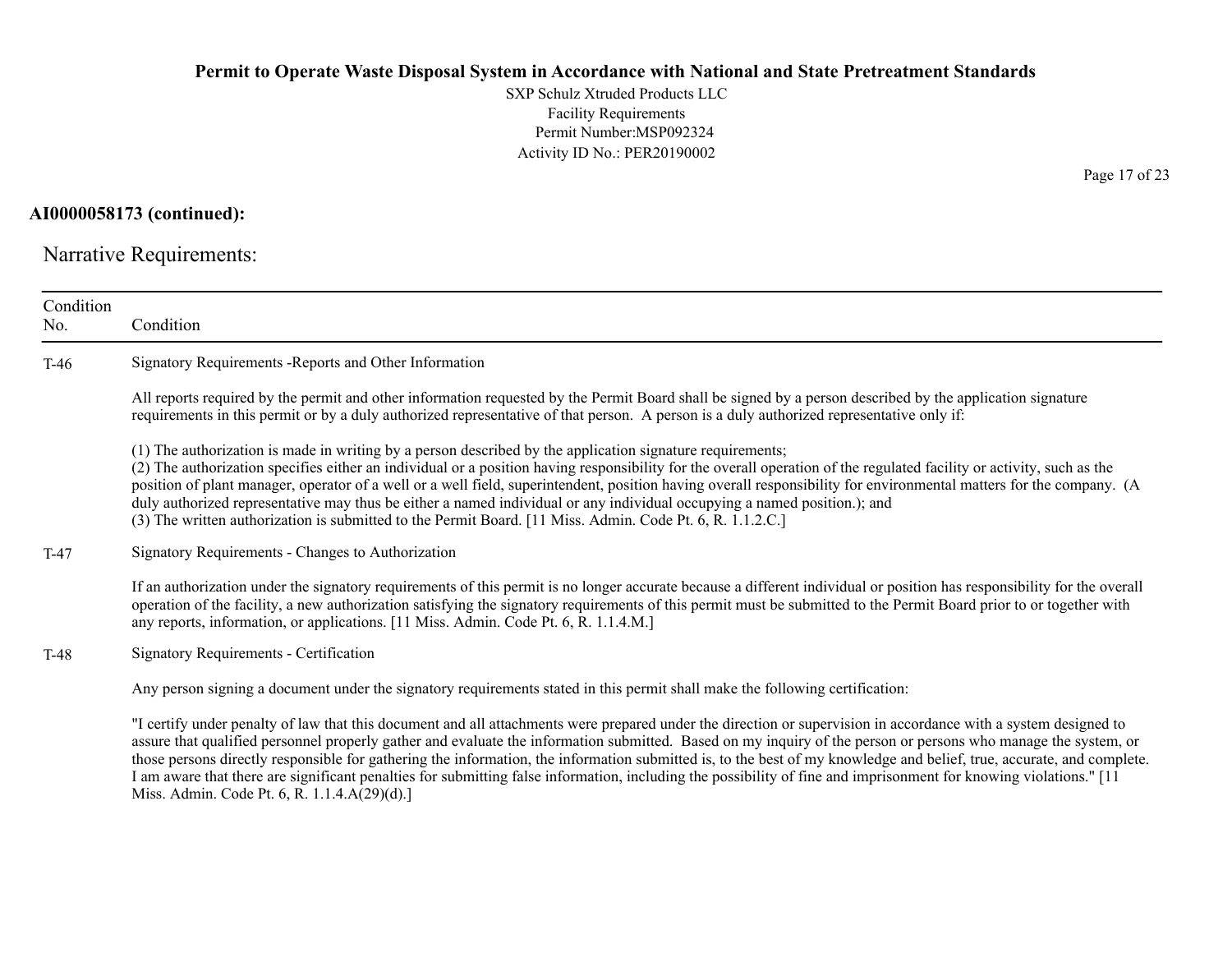**AI0000058173 (continued):**

Narrative Requirements:

| Condition No. | Condition |
|---|---|
| T-46 | Signatory Requirements -Reports and Other Information<br><br>All reports required by the permit and other information requested by the Permit Board shall be signed by a person described by the application signature requirements in this permit or by a duly authorized representative of that person. A person is a duly authorized representative only if:<br><br>(1) The authorization is made in writing by a person described by the application signature requirements;<br>(2) The authorization specifies either an individual or a position having responsibility for the overall operation of the regulated facility or activity, such as the position of plant manager, operator of a well or a well field, superintendent, position having overall responsibility for environmental matters for the company. (A duly authorized representative may thus be either a named individual or any individual occupying a named position.); and<br>(3) The written authorization is submitted to the Permit Board. [11 Miss. Admin. Code Pt. 6, R. 1.1.2.C.] |
| T-47 | Signatory Requirements - Changes to Authorization<br><br>If an authorization under the signatory requirements of this permit is no longer accurate because a different individual or position has responsibility for the overall operation of the facility, a new authorization satisfying the signatory requirements of this permit must be submitted to the Permit Board prior to or together with any reports, information, or applications. [11 Miss. Admin. Code Pt. 6, R. 1.1.4.M.] |
| T-48 | Signatory Requirements - Certification<br><br>Any person signing a document under the signatory requirements stated in this permit shall make the following certification:<br><br>"I certify under penalty of law that this document and all attachments were prepared under the direction or supervision in accordance with a system designed to assure that qualified personnel properly gather and evaluate the information submitted. Based on my inquiry of the person or persons who manage the system, or those persons directly responsible for gathering the information, the information submitted is, to the best of my knowledge and belief, true, accurate, and complete. I am aware that there are significant penalties for submitting false information, including the possibility of fine and imprisonment for knowing violations." [11 Miss. Admin. Code Pt. 6, R. 1.1.4.A(29)(d).] |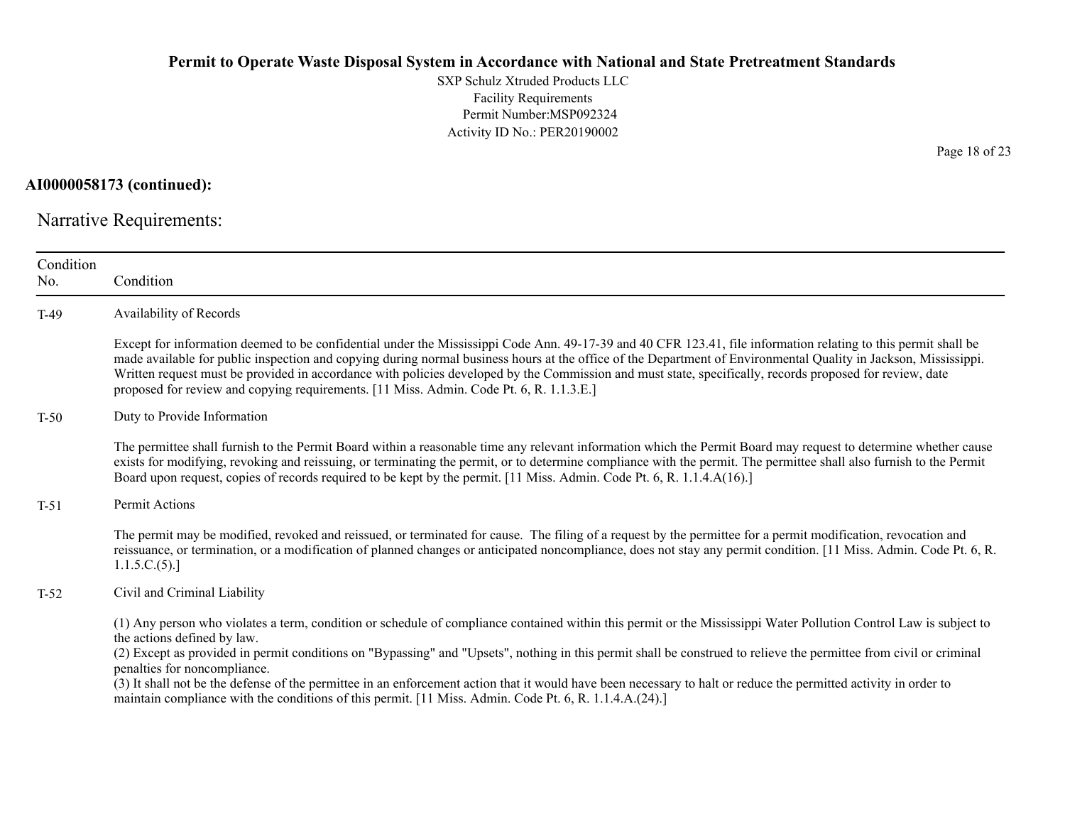**AI0000058173 (continued):**

## Narrative Requirements:

| Condition No. | Condition |
|---|---|
| T-49 | Availability of Records<br><br>Except for information deemed to be confidential under the Mississippi Code Ann. 49-17-39 and 40 CFR 123.41, file information relating to this permit shall be made available for public inspection and copying during normal business hours at the office of the Department of Environmental Quality in Jackson, Mississippi. Written request must be provided in accordance with policies developed by the Commission and must state, specifically, records proposed for review, date proposed for review and copying requirements. [11 Miss. Admin. Code Pt. 6, R. 1.1.3.E.] |
| T-50 | Duty to Provide Information<br><br>The permittee shall furnish to the Permit Board within a reasonable time any relevant information which the Permit Board may request to determine whether cause exists for modifying, revoking and reissuing, or terminating the permit, or to determine compliance with the permit. The permittee shall also furnish to the Permit Board upon request, copies of records required to be kept by the permit. [11 Miss. Admin. Code Pt. 6, R. 1.1.4.A(16).] |
| T-51 | Permit Actions<br><br>The permit may be modified, revoked and reissued, or terminated for cause. The filing of a request by the permittee for a permit modification, revocation and reissuance, or termination, or a modification of planned changes or anticipated noncompliance, does not stay any permit condition. [11 Miss. Admin. Code Pt. 6, R. 1.1.5.C.(5).] |
| T-52 | Civil and Criminal Liability<br><br>(1) Any person who violates a term, condition or schedule of compliance contained within this permit or the Mississippi Water Pollution Control Law is subject to the actions defined by law.<br>(2) Except as provided in permit conditions on "Bypassing" and "Upsets", nothing in this permit shall be construed to relieve the permittee from civil or criminal penalties for noncompliance.<br>(3) It shall not be the defense of the permittee in an enforcement action that it would have been necessary to halt or reduce the permitted activity in order to maintain compliance with the conditions of this permit. [11 Miss. Admin. Code Pt. 6, R. 1.1.4.A.(24).] |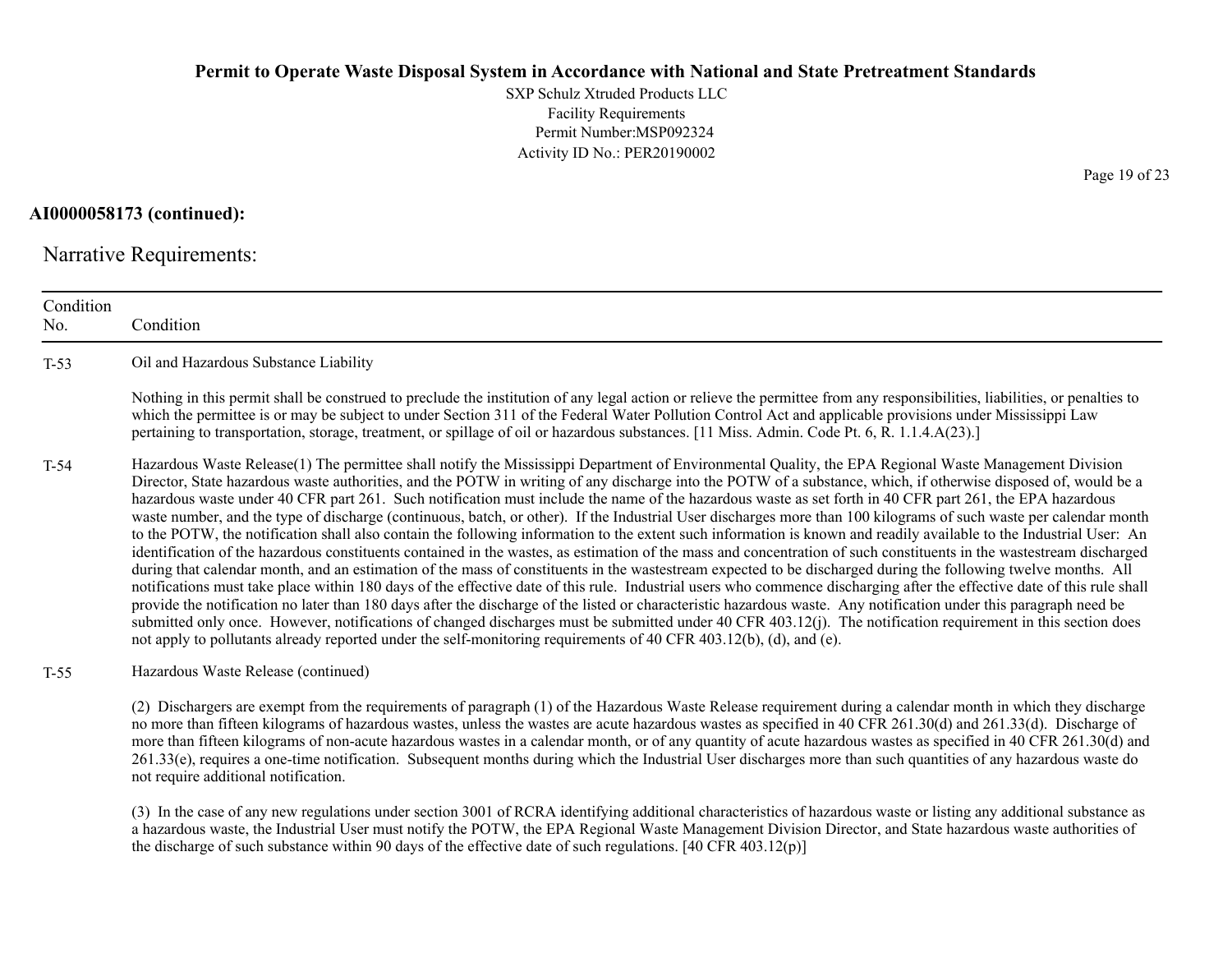**AI0000058173 (continued):**

## Narrative Requirements:

| Condition No. | Condition |
|---|---|
| T-53 | Oil and Hazardous Substance Liability<br><br>Nothing in this permit shall be construed to preclude the institution of any legal action or relieve the permittee from any responsibilities, liabilities, or penalties to which the permittee is or may be subject to under Section 311 of the Federal Water Pollution Control Act and applicable provisions under Mississippi Law pertaining to transportation, storage, treatment, or spillage of oil or hazardous substances. [11 Miss. Admin. Code Pt. 6, R. 1.1.4.A(23).] |
| T-54 | Hazardous Waste Release(1) The permittee shall notify the Mississippi Department of Environmental Quality, the EPA Regional Waste Management Division Director, State hazardous waste authorities, and the POTW in writing of any discharge into the POTW of a substance, which, if otherwise disposed of, would be a hazardous waste under 40 CFR part 261. Such notification must include the name of the hazardous waste as set forth in 40 CFR part 261, the EPA hazardous waste number, and the type of discharge (continuous, batch, or other). If the Industrial User discharges more than 100 kilograms of such waste per calendar month to the POTW, the notification shall also contain the following information to the extent such information is known and readily available to the Industrial User: An identification of the hazardous constituents contained in the wastes, as estimation of the mass and concentration of such constituents in the wastestream discharged during that calendar month, and an estimation of the mass of constituents in the wastestream expected to be discharged during the following twelve months. All notifications must take place within 180 days of the effective date of this rule. Industrial users who commence discharging after the effective date of this rule shall provide the notification no later than 180 days after the discharge of the listed or characteristic hazardous waste. Any notification under this paragraph need be submitted only once. However, notifications of changed discharges must be submitted under 40 CFR 403.12(j). The notification requirement in this section does not apply to pollutants already reported under the self-monitoring requirements of 40 CFR 403.12(b), (d), and (e). |
| T-55 | Hazardous Waste Release (continued)<br><br>(2) Dischargers are exempt from the requirements of paragraph (1) of the Hazardous Waste Release requirement during a calendar month in which they discharge no more than fifteen kilograms of hazardous wastes, unless the wastes are acute hazardous wastes as specified in 40 CFR 261.30(d) and 261.33(d). Discharge of more than fifteen kilograms of non-acute hazardous wastes in a calendar month, or of any quantity of acute hazardous wastes as specified in 40 CFR 261.30(d) and 261.33(e), requires a one-time notification. Subsequent months during which the Industrial User discharges more than such quantities of any hazardous waste do not require additional notification.<br><br>(3) In the case of any new regulations under section 3001 of RCRA identifying additional characteristics of hazardous waste or listing any additional substance as a hazardous waste, the Industrial User must notify the POTW, the EPA Regional Waste Management Division Director, and State hazardous waste authorities of the discharge of such substance within 90 days of the effective date of such regulations. [40 CFR 403.12(p)] |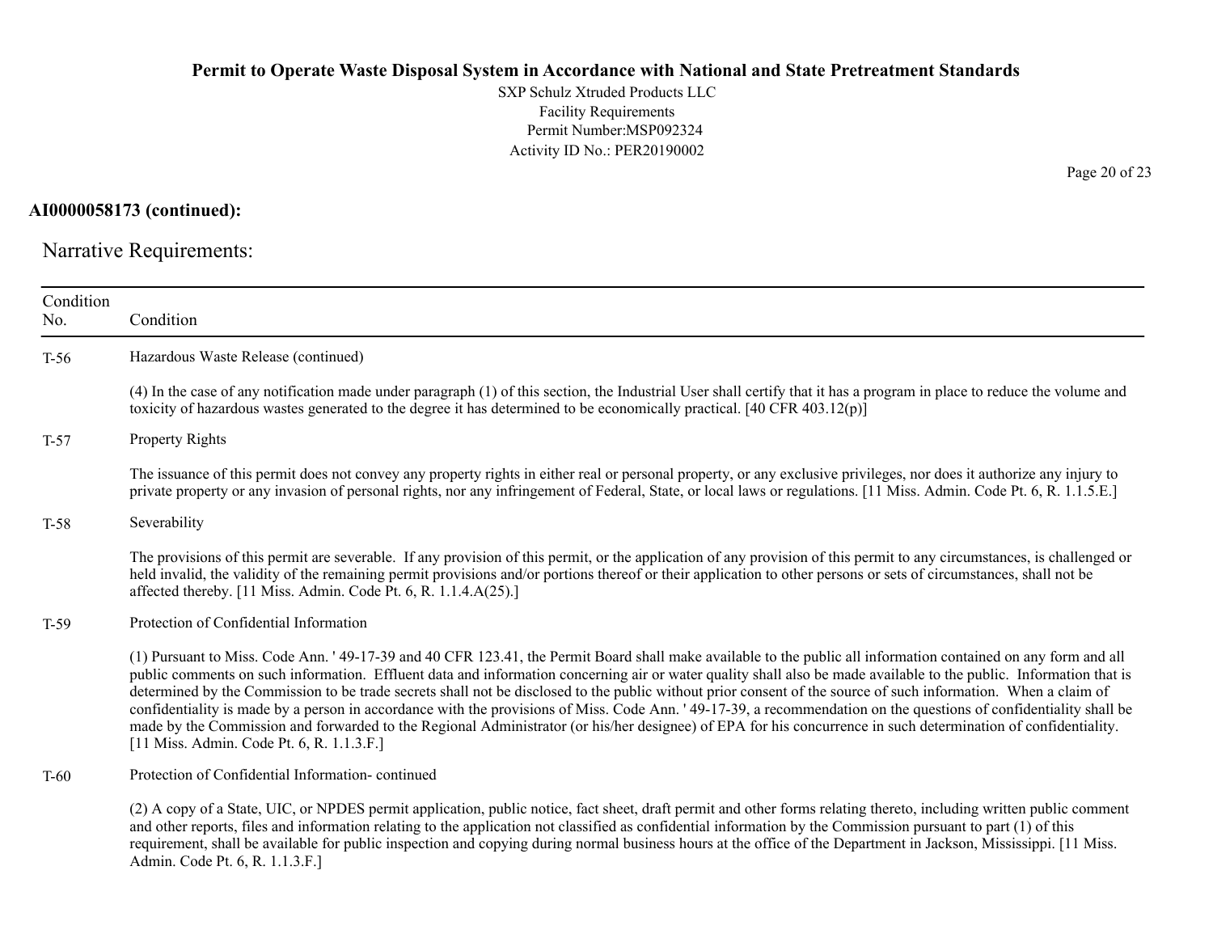**AI0000058173 (continued):**

Narrative Requirements:

| Condition No. | Condition |
|---|---|
| T-56 | Hazardous Waste Release (continued)<br><br>(4) In the case of any notification made under paragraph (1) of this section, the Industrial User shall certify that it has a program in place to reduce the volume and toxicity of hazardous wastes generated to the degree it has determined to be economically practical. [40 CFR 403.12(p)] |
| T-57 | Property Rights<br><br>The issuance of this permit does not convey any property rights in either real or personal property, or any exclusive privileges, nor does it authorize any injury to private property or any invasion of personal rights, nor any infringement of Federal, State, or local laws or regulations. [11 Miss. Admin. Code Pt. 6, R. 1.1.5.E.] |
| T-58 | Severability<br><br>The provisions of this permit are severable. If any provision of this permit, or the application of any provision of this permit to any circumstances, is challenged or held invalid, the validity of the remaining permit provisions and/or portions thereof or their application to other persons or sets of circumstances, shall not be affected thereby. [11 Miss. Admin. Code Pt. 6, R. 1.1.4.A(25).] |
| T-59 | Protection of Confidential Information<br><br>(1) Pursuant to Miss. Code Ann. ' 49-17-39 and 40 CFR 123.41, the Permit Board shall make available to the public all information contained on any form and all public comments on such information. Effluent data and information concerning air or water quality shall also be made available to the public. Information that is determined by the Commission to be trade secrets shall not be disclosed to the public without prior consent of the source of such information. When a claim of confidentiality is made by a person in accordance with the provisions of Miss. Code Ann. ' 49-17-39, a recommendation on the questions of confidentiality shall be made by the Commission and forwarded to the Regional Administrator (or his/her designee) of EPA for his concurrence in such determination of confidentiality. [11 Miss. Admin. Code Pt. 6, R. 1.1.3.F.] |
| T-60 | Protection of Confidential Information- continued<br><br>(2) A copy of a State, UIC, or NPDES permit application, public notice, fact sheet, draft permit and other forms relating thereto, including written public comment and other reports, files and information relating to the application not classified as confidential information by the Commission pursuant to part (1) of this requirement, shall be available for public inspection and copying during normal business hours at the office of the Department in Jackson, Mississippi. [11 Miss. Admin. Code Pt. 6, R. 1.1.3.F.] |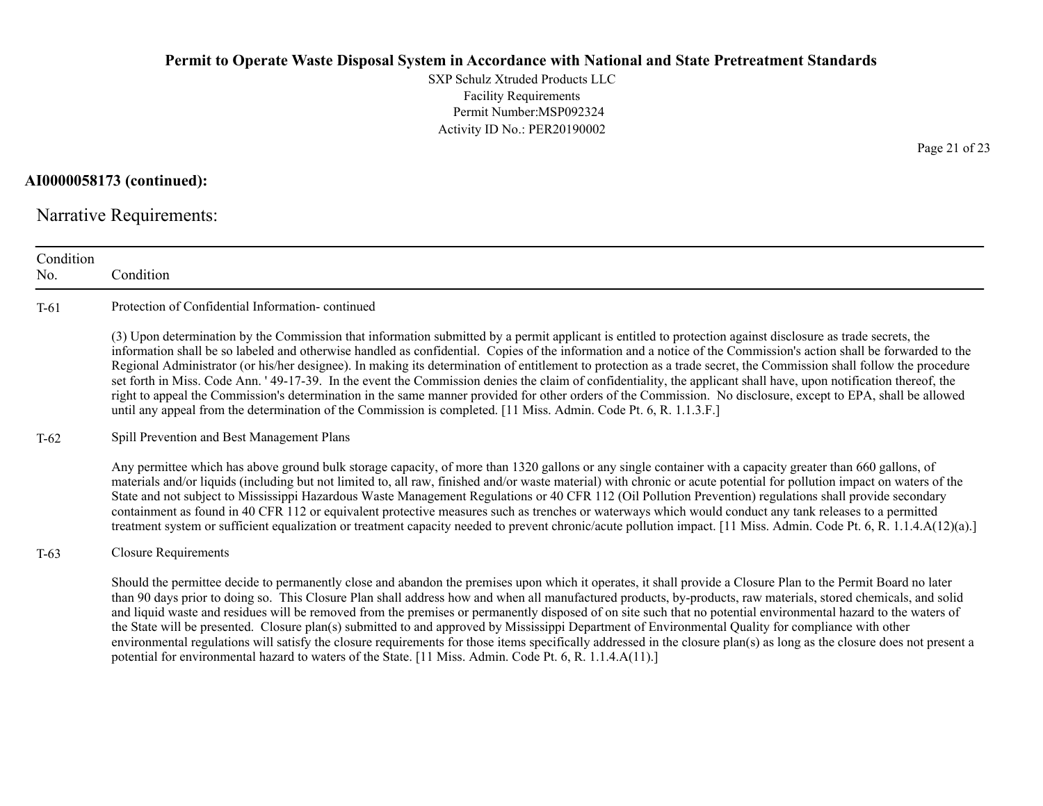**AI0000058173 (continued):**

Narrative Requirements:

| Condition No. | Condition |
|---|---|
| T-61 | Protection of Confidential Information- continued<br><br>(3) Upon determination by the Commission that information submitted by a permit applicant is entitled to protection against disclosure as trade secrets, the information shall be so labeled and otherwise handled as confidential. Copies of the information and a notice of the Commission's action shall be forwarded to the Regional Administrator (or his/her designee). In making its determination of entitlement to protection as a trade secret, the Commission shall follow the procedure set forth in Miss. Code Ann. ' 49-17-39. In the event the Commission denies the claim of confidentiality, the applicant shall have, upon notification thereof, the right to appeal the Commission's determination in the same manner provided for other orders of the Commission. No disclosure, except to EPA, shall be allowed until any appeal from the determination of the Commission is completed. [11 Miss. Admin. Code Pt. 6, R. 1.1.3.F.] |
| T-62 | Spill Prevention and Best Management Plans<br><br>Any permittee which has above ground bulk storage capacity, of more than 1320 gallons or any single container with a capacity greater than 660 gallons, of materials and/or liquids (including but not limited to, all raw, finished and/or waste material) with chronic or acute potential for pollution impact on waters of the State and not subject to Mississippi Hazardous Waste Management Regulations or 40 CFR 112 (Oil Pollution Prevention) regulations shall provide secondary containment as found in 40 CFR 112 or equivalent protective measures such as trenches or waterways which would conduct any tank releases to a permitted treatment system or sufficient equalization or treatment capacity needed to prevent chronic/acute pollution impact. [11 Miss. Admin. Code Pt. 6, R. 1.1.4.A(12)(a).] |
| T-63 | Closure Requirements<br><br>Should the permittee decide to permanently close and abandon the premises upon which it operates, it shall provide a Closure Plan to the Permit Board no later than 90 days prior to doing so. This Closure Plan shall address how and when all manufactured products, by-products, raw materials, stored chemicals, and solid and liquid waste and residues will be removed from the premises or permanently disposed of on site such that no potential environmental hazard to the waters of the State will be presented. Closure plan(s) submitted to and approved by Mississippi Department of Environmental Quality for compliance with other environmental regulations will satisfy the closure requirements for those items specifically addressed in the closure plan(s) as long as the closure does not present a potential for environmental hazard to waters of the State. [11 Miss. Admin. Code Pt. 6, R. 1.1.4.A(11).] |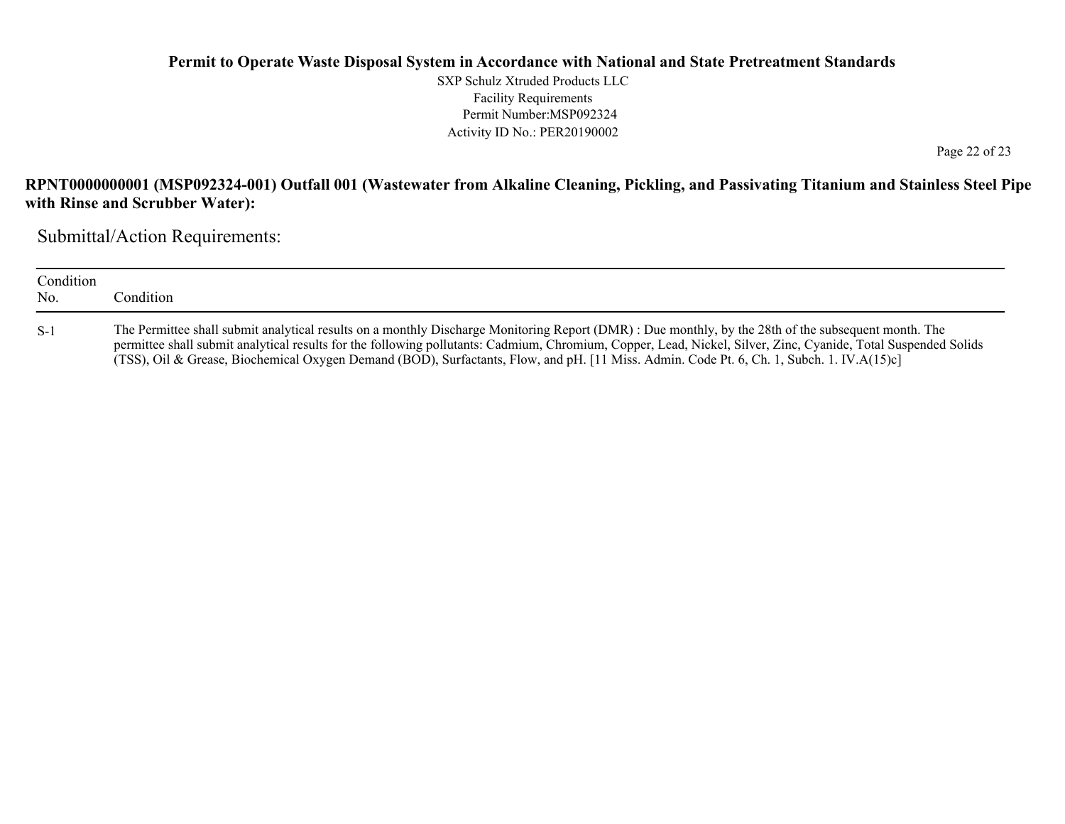**RPNT0000000001 (MSP092324-001) Outfall 001 (Wastewater from Alkaline Cleaning, Pickling, and Passivating Titanium and Stainless Steel Pipe with Rinse and Scrubber Water):**

## Submittal/Action Requirements:

| Condition No. | Condition |
| --- | --- |
| S-1 | The Permittee shall submit analytical results on a monthly Discharge Monitoring Report (DMR) : Due monthly, by the 28th of the subsequent month. The permittee shall submit analytical results for the following pollutants: Cadmium, Chromium, Copper, Lead, Nickel, Silver, Zinc, Cyanide, Total Suspended Solids (TSS), Oil & Grease, Biochemical Oxygen Demand (BOD), Surfactants, Flow, and pH. [11 Miss. Admin. Code Pt. 6, Ch. 1, Subch. 1. IV.A(15)c] |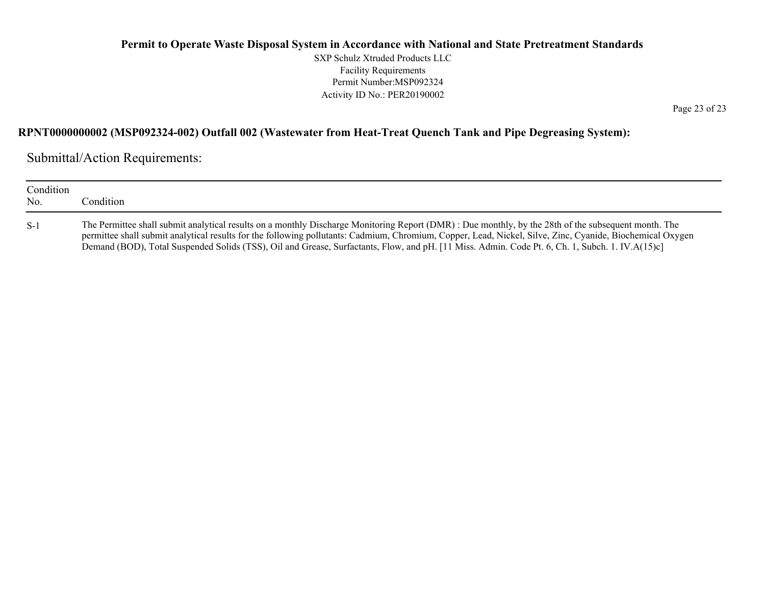## RPNT0000000002 (MSP092324-002) Outfall 002 (Wastewater from Heat-Treat Quench Tank and Pipe Degreasing System):

### Submittal/Action Requirements:

| Condition No. | Condition |
| --- | --- |
| S-1 | The Permittee shall submit analytical results on a monthly Discharge Monitoring Report (DMR) : Due monthly, by the 28th of the subsequent month. The permittee shall submit analytical results for the following pollutants: Cadmium, Chromium, Copper, Lead, Nickel, Silve, Zinc, Cyanide, Biochemical Oxygen Demand (BOD), Total Suspended Solids (TSS), Oil and Grease, Surfactants, Flow, and pH. [11 Miss. Admin. Code Pt. 6, Ch. 1, Subch. 1. IV.A(15)c] |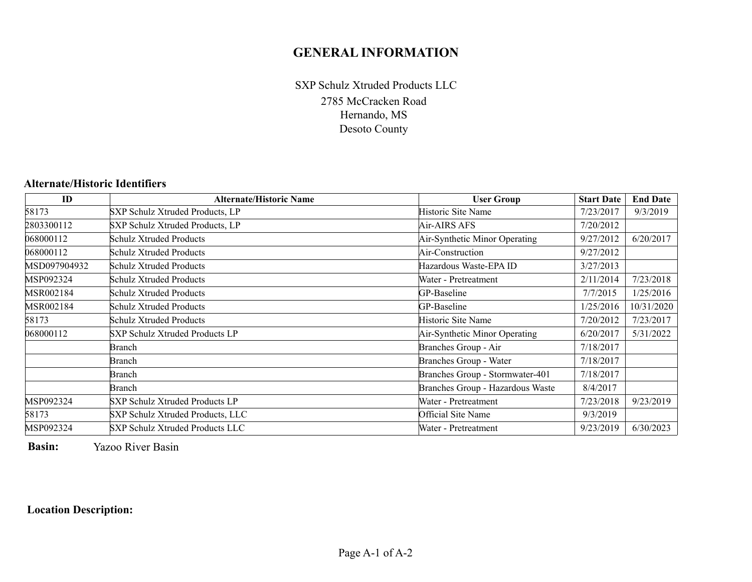# GENERAL INFORMATION

SXP Schulz Xtruded Products LLC
2785 McCracken Road
Hernando, MS
Desoto County

### Alternate/Historic Identifiers

| ID | Alternate/Historic Name | User Group | Start Date | End Date |
|---|---|---|---|---|
| 58173 | SXP Schulz Xtruded Products, LP | Historic Site Name | 7/23/2017 | 9/3/2019 |
| 2803300112 | SXP Schulz Xtruded Products, LP | Air-AIRS AFS | 7/20/2012 | |
| 068000112 | Schulz Xtruded Products | Air-Synthetic Minor Operating | 9/27/2012 | 6/20/2017 |
| 068000112 | Schulz Xtruded Products | Air-Construction | 9/27/2012 | |
| MSD097904932 | Schulz Xtruded Products | Hazardous Waste-EPA ID | 3/27/2013 | |
| MSP092324 | Schulz Xtruded Products | Water - Pretreatment | 2/11/2014 | 7/23/2018 |
| MSR002184 | Schulz Xtruded Products | GP-Baseline | 7/7/2015 | 1/25/2016 |
| MSR002184 | Schulz Xtruded Products | GP-Baseline | 1/25/2016 | 10/31/2020 |
| 58173 | Schulz Xtruded Products | Historic Site Name | 7/20/2012 | 7/23/2017 |
| 068000112 | SXP Schulz Xtruded Products LP | Air-Synthetic Minor Operating | 6/20/2017 | 5/31/2022 |
| | Branch | Branches Group - Air | 7/18/2017 | |
| | Branch | Branches Group - Water | 7/18/2017 | |
| | Branch | Branches Group - Stormwater-401 | 7/18/2017 | |
| | Branch | Branches Group - Hazardous Waste | 8/4/2017 | |
| MSP092324 | SXP Schulz Xtruded Products LP | Water - Pretreatment | 7/23/2018 | 9/23/2019 |
| 58173 | SXP Schulz Xtruded Products, LLC | Official Site Name | 9/3/2019 | |
| MSP092324 | SXP Schulz Xtruded Products LLC | Water - Pretreatment | 9/23/2019 | 6/30/2023 |

**Basin:** Yazoo River Basin

**Location Description:**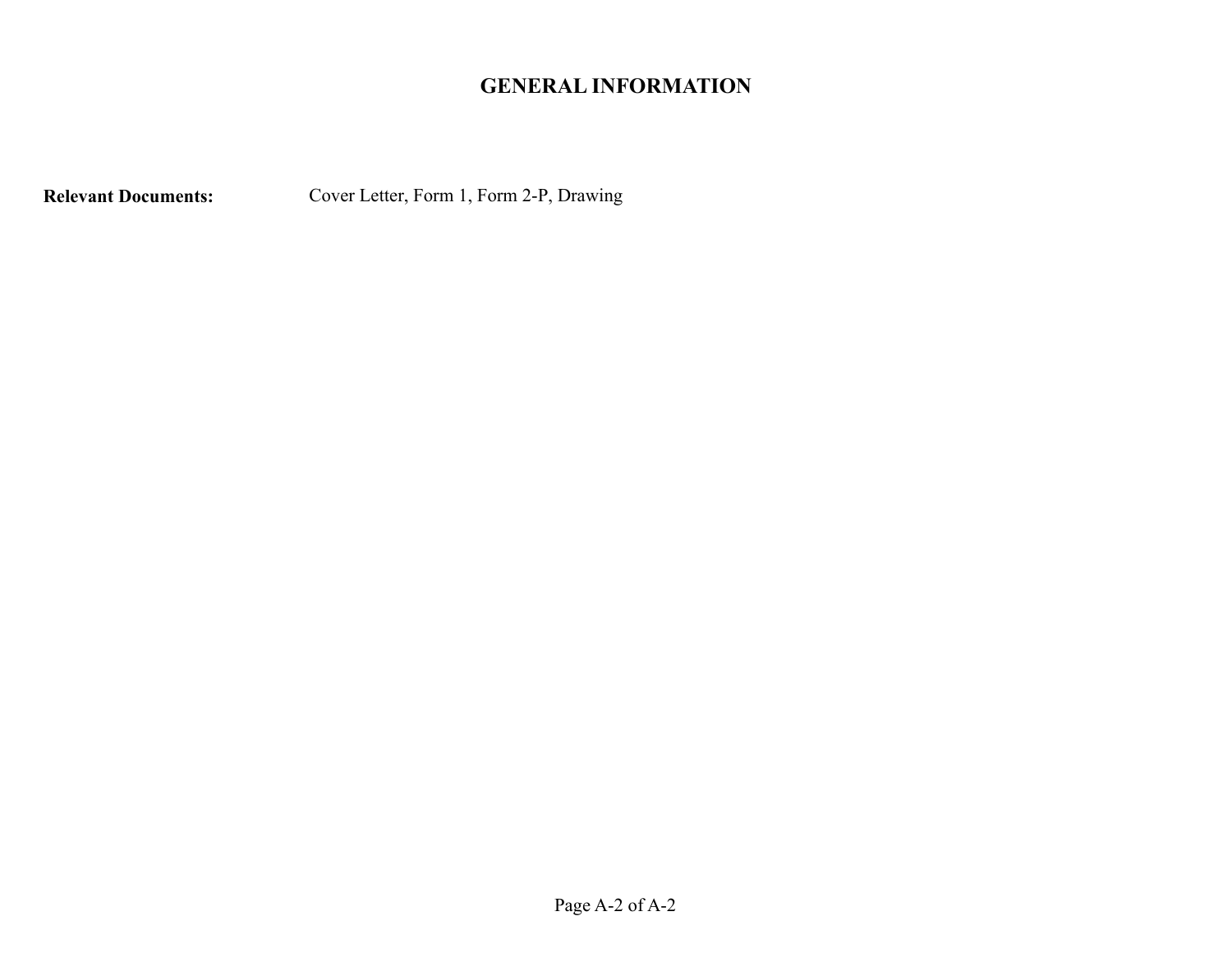## GENERAL INFORMATION

**Relevant Documents:** Cover Letter, Form 1, Form 2-P, Drawing